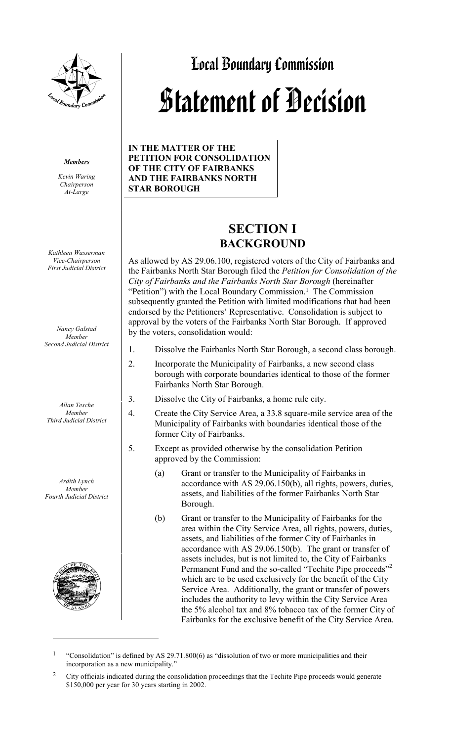# Local Boundary Commission

# Statement of Decision

***Members***

*Kevin Waring*
*Chairperson*
*At-Large*

*Kathleen Wasserman*
*Vice-Chairperson*
*First Judicial District*

*Nancy Galstad*
*Member*
*Second Judicial District*

*Allan Tesche*
*Member*
*Third Judicial District*

*Ardith Lynch*
*Member*
*Fourth Judicial District*

**IN THE MATTER OF THE PETITION FOR CONSOLIDATION OF THE CITY OF FAIRBANKS AND THE FAIRBANKS NORTH STAR BOROUGH**

## SECTION I
## BACKGROUND

As allowed by AS 29.06.100, registered voters of the City of Fairbanks and the Fairbanks North Star Borough filed the *Petition for Consolidation of the City of Fairbanks and the Fairbanks North Star Borough* (hereinafter "Petition") with the Local Boundary Commission.[1] The Commission subsequently granted the Petition with limited modifications that had been endorsed by the Petitioners' Representative. Consolidation is subject to approval by the voters of the Fairbanks North Star Borough. If approved by the voters, consolidation would:

1. Dissolve the Fairbanks North Star Borough, a second class borough.
2. Incorporate the Municipality of Fairbanks, a new second class borough with corporate boundaries identical to those of the former Fairbanks North Star Borough.
3. Dissolve the City of Fairbanks, a home rule city.
4. Create the City Service Area, a 33.8 square-mile service area of the Municipality of Fairbanks with boundaries identical those of the former City of Fairbanks.
5. Except as provided otherwise by the consolidation Petition approved by the Commission:
   (a) Grant or transfer to the Municipality of Fairbanks in accordance with AS 29.06.150(b), all rights, powers, duties, assets, and liabilities of the former Fairbanks North Star Borough.
   (b) Grant or transfer to the Municipality of Fairbanks for the area within the City Service Area, all rights, powers, duties, assets, and liabilities of the former City of Fairbanks in accordance with AS 29.06.150(b). The grant or transfer of assets includes, but is not limited to, the City of Fairbanks Permanent Fund and the so-called "Techite Pipe proceeds"[2] which are to be used exclusively for the benefit of the City Service Area. Additionally, the grant or transfer of powers includes the authority to levy within the City Service Area the 5% alcohol tax and 8% tobacco tax of the former City of Fairbanks for the exclusive benefit of the City Service Area.

---

[1] "Consolidation" is defined by AS 29.71.800(6) as "dissolution of two or more municipalities and their incorporation as a new municipality."

[2] City officials indicated during the consolidation proceedings that the Techite Pipe proceeds would generate $150,000 per year for 30 years starting in 2002.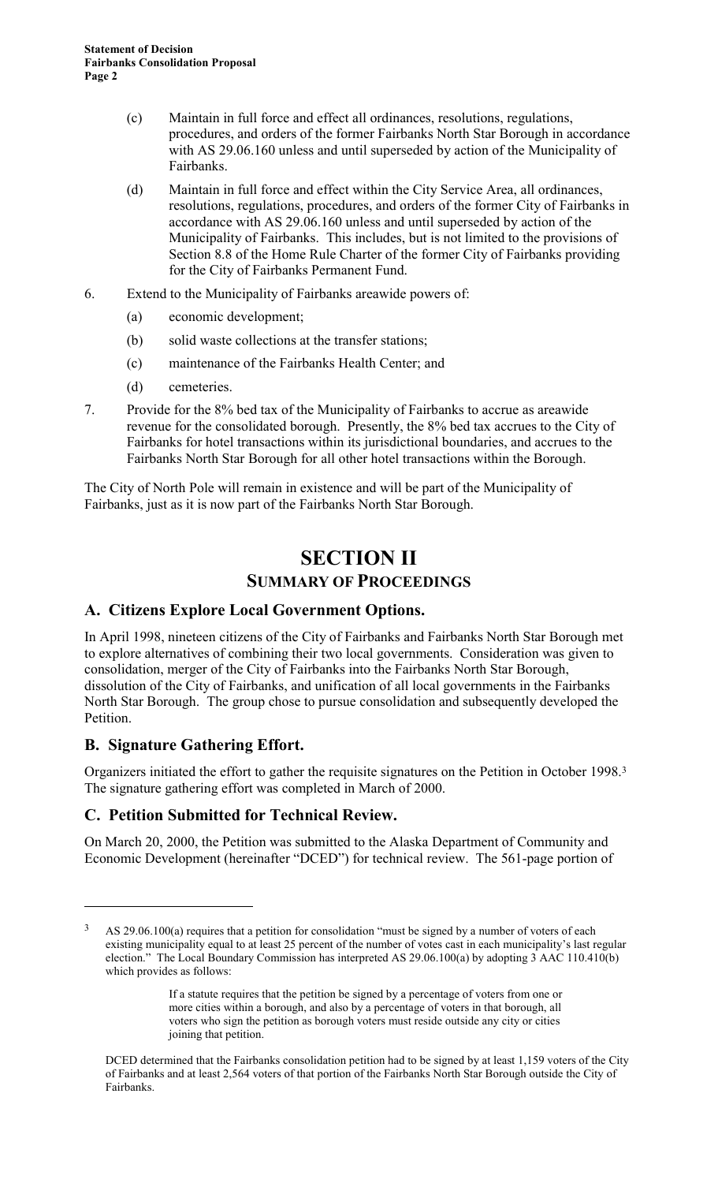(c) Maintain in full force and effect all ordinances, resolutions, regulations, procedures, and orders of the former Fairbanks North Star Borough in accordance with AS 29.06.160 unless and until superseded by action of the Municipality of Fairbanks.

(d) Maintain in full force and effect within the City Service Area, all ordinances, resolutions, regulations, procedures, and orders of the former City of Fairbanks in accordance with AS 29.06.160 unless and until superseded by action of the Municipality of Fairbanks. This includes, but is not limited to the provisions of Section 8.8 of the Home Rule Charter of the former City of Fairbanks providing for the City of Fairbanks Permanent Fund.

6. Extend to the Municipality of Fairbanks areawide powers of:

   (a) economic development;

   (b) solid waste collections at the transfer stations;

   (c) maintenance of the Fairbanks Health Center; and

   (d) cemeteries.

7. Provide for the 8% bed tax of the Municipality of Fairbanks to accrue as areawide revenue for the consolidated borough. Presently, the 8% bed tax accrues to the City of Fairbanks for hotel transactions within its jurisdictional boundaries, and accrues to the Fairbanks North Star Borough for all other hotel transactions within the Borough.

The City of North Pole will remain in existence and will be part of the Municipality of Fairbanks, just as it is now part of the Fairbanks North Star Borough.

# SECTION II
## SUMMARY OF PROCEEDINGS

### A. Citizens Explore Local Government Options.

In April 1998, nineteen citizens of the City of Fairbanks and Fairbanks North Star Borough met to explore alternatives of combining their two local governments. Consideration was given to consolidation, merger of the City of Fairbanks into the Fairbanks North Star Borough, dissolution of the City of Fairbanks, and unification of all local governments in the Fairbanks North Star Borough. The group chose to pursue consolidation and subsequently developed the Petition.

### B. Signature Gathering Effort.

Organizers initiated the effort to gather the requisite signatures on the Petition in October 1998.[3] The signature gathering effort was completed in March of 2000.

### C. Petition Submitted for Technical Review.

On March 20, 2000, the Petition was submitted to the Alaska Department of Community and Economic Development (hereinafter "DCED") for technical review. The 561-page portion of

---

[3] AS 29.06.100(a) requires that a petition for consolidation "must be signed by a number of voters of each existing municipality equal to at least 25 percent of the number of votes cast in each municipality's last regular election." The Local Boundary Commission has interpreted AS 29.06.100(a) by adopting 3 AAC 110.410(b) which provides as follows:

> If a statute requires that the petition be signed by a percentage of voters from one or more cities within a borough, and also by a percentage of voters in that borough, all voters who sign the petition as borough voters must reside outside any city or cities joining that petition.

DCED determined that the Fairbanks consolidation petition had to be signed by at least 1,159 voters of the City of Fairbanks and at least 2,564 voters of that portion of the Fairbanks North Star Borough outside the City of Fairbanks.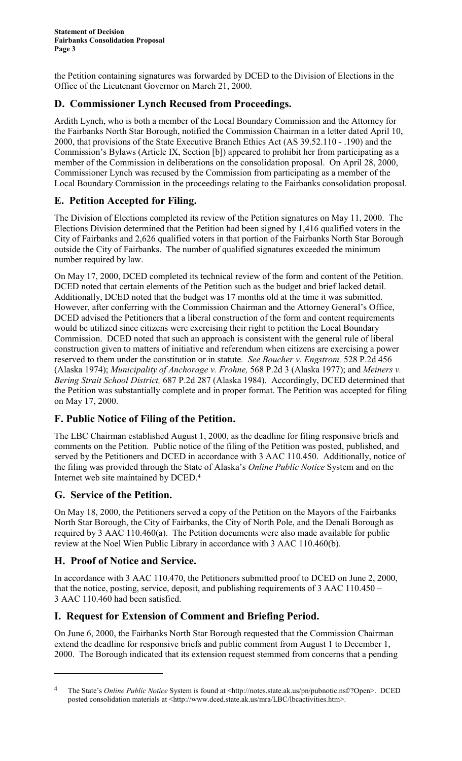the Petition containing signatures was forwarded by DCED to the Division of Elections in the Office of the Lieutenant Governor on March 21, 2000.

## D. Commissioner Lynch Recused from Proceedings.

Ardith Lynch, who is both a member of the Local Boundary Commission and the Attorney for the Fairbanks North Star Borough, notified the Commission Chairman in a letter dated April 10, 2000, that provisions of the State Executive Branch Ethics Act (AS 39.52.110 - .190) and the Commission's Bylaws (Article IX, Section [b]) appeared to prohibit her from participating as a member of the Commission in deliberations on the consolidation proposal. On April 28, 2000, Commissioner Lynch was recused by the Commission from participating as a member of the Local Boundary Commission in the proceedings relating to the Fairbanks consolidation proposal.

## E. Petition Accepted for Filing.

The Division of Elections completed its review of the Petition signatures on May 11, 2000. The Elections Division determined that the Petition had been signed by 1,416 qualified voters in the City of Fairbanks and 2,626 qualified voters in that portion of the Fairbanks North Star Borough outside the City of Fairbanks. The number of qualified signatures exceeded the minimum number required by law.

On May 17, 2000, DCED completed its technical review of the form and content of the Petition. DCED noted that certain elements of the Petition such as the budget and brief lacked detail. Additionally, DCED noted that the budget was 17 months old at the time it was submitted. However, after conferring with the Commission Chairman and the Attorney General's Office, DCED advised the Petitioners that a liberal construction of the form and content requirements would be utilized since citizens were exercising their right to petition the Local Boundary Commission. DCED noted that such an approach is consistent with the general rule of liberal construction given to matters of initiative and referendum when citizens are exercising a power reserved to them under the constitution or in statute. *See Boucher v. Engstrom,* 528 P.2d 456 (Alaska 1974); *Municipality of Anchorage v. Frohne,* 568 P.2d 3 (Alaska 1977); and *Meiners v. Bering Strait School District,* 687 P.2d 287 (Alaska 1984). Accordingly, DCED determined that the Petition was substantially complete and in proper format. The Petition was accepted for filing on May 17, 2000.

## F. Public Notice of Filing of the Petition.

The LBC Chairman established August 1, 2000, as the deadline for filing responsive briefs and comments on the Petition. Public notice of the filing of the Petition was posted, published, and served by the Petitioners and DCED in accordance with 3 AAC 110.450. Additionally, notice of the filing was provided through the State of Alaska's *Online Public Notice* System and on the Internet web site maintained by DCED.[4]

## G. Service of the Petition.

On May 18, 2000, the Petitioners served a copy of the Petition on the Mayors of the Fairbanks North Star Borough, the City of Fairbanks, the City of North Pole, and the Denali Borough as required by 3 AAC 110.460(a). The Petition documents were also made available for public review at the Noel Wien Public Library in accordance with 3 AAC 110.460(b).

## H. Proof of Notice and Service.

In accordance with 3 AAC 110.470, the Petitioners submitted proof to DCED on June 2, 2000, that the notice, posting, service, deposit, and publishing requirements of 3 AAC 110.450 – 3 AAC 110.460 had been satisfied.

## I. Request for Extension of Comment and Briefing Period.

On June 6, 2000, the Fairbanks North Star Borough requested that the Commission Chairman extend the deadline for responsive briefs and public comment from August 1 to December 1, 2000. The Borough indicated that its extension request stemmed from concerns that a pending

---

[4] The State's *Online Public Notice* System is found at <http://notes.state.ak.us/pn/pubnotic.nsf/?Open>. DCED posted consolidation materials at <http://www.dced.state.ak.us/mra/LBC/lbcactivities.htm>.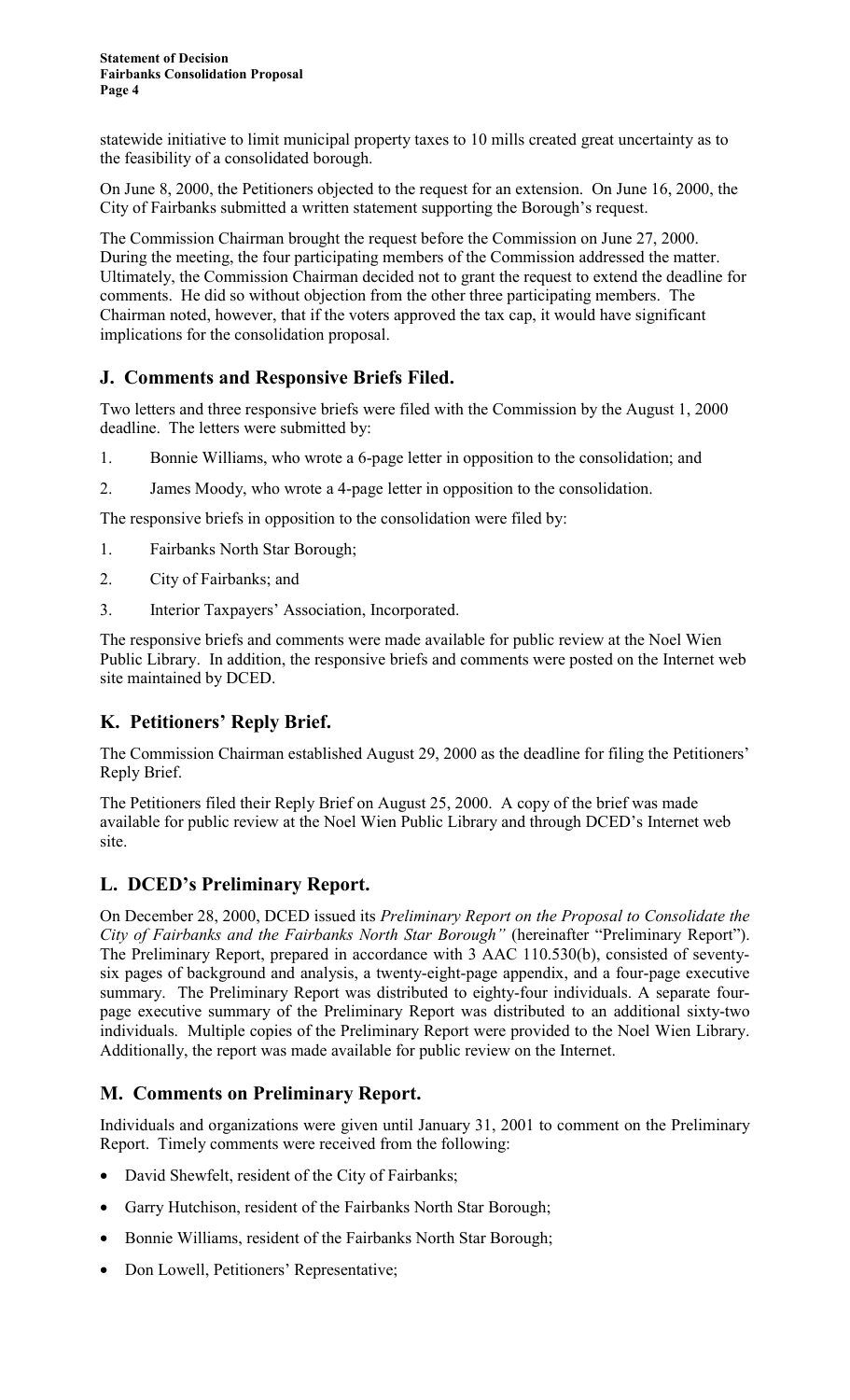statewide initiative to limit municipal property taxes to 10 mills created great uncertainty as to the feasibility of a consolidated borough.

On June 8, 2000, the Petitioners objected to the request for an extension. On June 16, 2000, the City of Fairbanks submitted a written statement supporting the Borough's request.

The Commission Chairman brought the request before the Commission on June 27, 2000. During the meeting, the four participating members of the Commission addressed the matter. Ultimately, the Commission Chairman decided not to grant the request to extend the deadline for comments. He did so without objection from the other three participating members. The Chairman noted, however, that if the voters approved the tax cap, it would have significant implications for the consolidation proposal.

## J. Comments and Responsive Briefs Filed.

Two letters and three responsive briefs were filed with the Commission by the August 1, 2000 deadline. The letters were submitted by:

1. Bonnie Williams, who wrote a 6-page letter in opposition to the consolidation; and
2. James Moody, who wrote a 4-page letter in opposition to the consolidation.

The responsive briefs in opposition to the consolidation were filed by:

1. Fairbanks North Star Borough;
2. City of Fairbanks; and
3. Interior Taxpayers' Association, Incorporated.

The responsive briefs and comments were made available for public review at the Noel Wien Public Library. In addition, the responsive briefs and comments were posted on the Internet web site maintained by DCED.

## K. Petitioners' Reply Brief.

The Commission Chairman established August 29, 2000 as the deadline for filing the Petitioners' Reply Brief.

The Petitioners filed their Reply Brief on August 25, 2000. A copy of the brief was made available for public review at the Noel Wien Public Library and through DCED's Internet web site.

## L. DCED's Preliminary Report.

On December 28, 2000, DCED issued its *Preliminary Report on the Proposal to Consolidate the City of Fairbanks and the Fairbanks North Star Borough"* (hereinafter "Preliminary Report"). The Preliminary Report, prepared in accordance with 3 AAC 110.530(b), consisted of seventy-six pages of background and analysis, a twenty-eight-page appendix, and a four-page executive summary. The Preliminary Report was distributed to eighty-four individuals. A separate four-page executive summary of the Preliminary Report was distributed to an additional sixty-two individuals. Multiple copies of the Preliminary Report were provided to the Noel Wien Library. Additionally, the report was made available for public review on the Internet.

## M. Comments on Preliminary Report.

Individuals and organizations were given until January 31, 2001 to comment on the Preliminary Report. Timely comments were received from the following:

- David Shewfelt, resident of the City of Fairbanks;
- Garry Hutchison, resident of the Fairbanks North Star Borough;
- Bonnie Williams, resident of the Fairbanks North Star Borough;
- Don Lowell, Petitioners' Representative;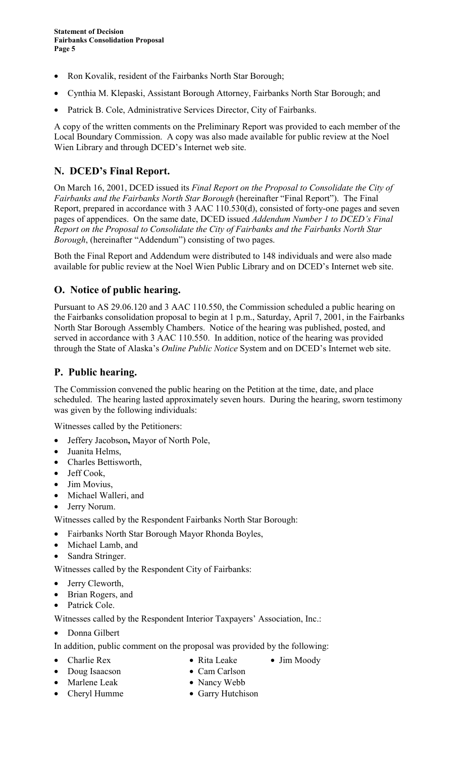- Ron Kovalik, resident of the Fairbanks North Star Borough;
- Cynthia M. Klepaski, Assistant Borough Attorney, Fairbanks North Star Borough; and
- Patrick B. Cole, Administrative Services Director, City of Fairbanks.

A copy of the written comments on the Preliminary Report was provided to each member of the Local Boundary Commission. A copy was also made available for public review at the Noel Wien Library and through DCED's Internet web site.

## N. DCED's Final Report.

On March 16, 2001, DCED issued its *Final Report on the Proposal to Consolidate the City of Fairbanks and the Fairbanks North Star Borough* (hereinafter "Final Report"). The Final Report, prepared in accordance with 3 AAC 110.530(d), consisted of forty-one pages and seven pages of appendices. On the same date, DCED issued *Addendum Number 1 to DCED's Final Report on the Proposal to Consolidate the City of Fairbanks and the Fairbanks North Star Borough*, (hereinafter "Addendum") consisting of two pages.

Both the Final Report and Addendum were distributed to 148 individuals and were also made available for public review at the Noel Wien Public Library and on DCED's Internet web site.

## O. Notice of public hearing.

Pursuant to AS 29.06.120 and 3 AAC 110.550, the Commission scheduled a public hearing on the Fairbanks consolidation proposal to begin at 1 p.m., Saturday, April 7, 2001, in the Fairbanks North Star Borough Assembly Chambers. Notice of the hearing was published, posted, and served in accordance with 3 AAC 110.550. In addition, notice of the hearing was provided through the State of Alaska's *Online Public Notice* System and on DCED's Internet web site.

## P. Public hearing.

The Commission convened the public hearing on the Petition at the time, date, and place scheduled. The hearing lasted approximately seven hours. During the hearing, sworn testimony was given by the following individuals:

Witnesses called by the Petitioners:

- Jeffery Jacobson**,** Mayor of North Pole,
- Juanita Helms,
- Charles Bettisworth,
- Jeff Cook,
- Jim Movius,
- Michael Walleri, and
- Jerry Norum.

Witnesses called by the Respondent Fairbanks North Star Borough:

- Fairbanks North Star Borough Mayor Rhonda Boyles,
- Michael Lamb, and
- Sandra Stringer.

Witnesses called by the Respondent City of Fairbanks:

- Jerry Cleworth,
- Brian Rogers, and
- Patrick Cole.

Witnesses called by the Respondent Interior Taxpayers' Association, Inc.:

- Donna Gilbert

In addition, public comment on the proposal was provided by the following:

- Charlie Rex
- Doug Isaacson
- Marlene Leak
- Cheryl Humme
- Rita Leake
- Cam Carlson
- Nancy Webb
- Garry Hutchison
- Jim Moody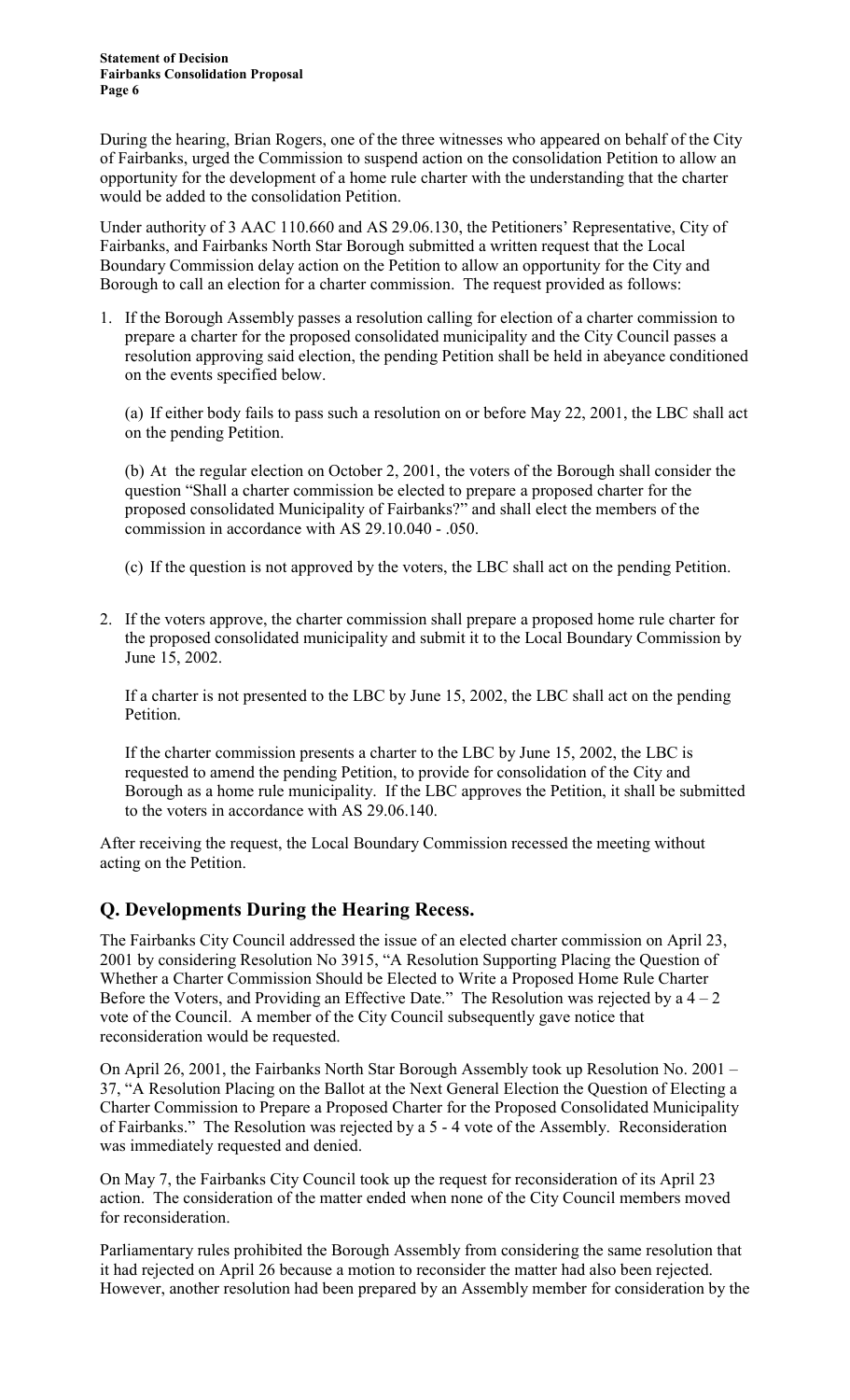During the hearing, Brian Rogers, one of the three witnesses who appeared on behalf of the City of Fairbanks, urged the Commission to suspend action on the consolidation Petition to allow an opportunity for the development of a home rule charter with the understanding that the charter would be added to the consolidation Petition.

Under authority of 3 AAC 110.660 and AS 29.06.130, the Petitioners' Representative, City of Fairbanks, and Fairbanks North Star Borough submitted a written request that the Local Boundary Commission delay action on the Petition to allow an opportunity for the City and Borough to call an election for a charter commission. The request provided as follows:

1. If the Borough Assembly passes a resolution calling for election of a charter commission to prepare a charter for the proposed consolidated municipality and the City Council passes a resolution approving said election, the pending Petition shall be held in abeyance conditioned on the events specified below.

   (a) If either body fails to pass such a resolution on or before May 22, 2001, the LBC shall act on the pending Petition.

   (b) At the regular election on October 2, 2001, the voters of the Borough shall consider the question "Shall a charter commission be elected to prepare a proposed charter for the proposed consolidated Municipality of Fairbanks?" and shall elect the members of the commission in accordance with AS 29.10.040 - .050.

   (c) If the question is not approved by the voters, the LBC shall act on the pending Petition.

2. If the voters approve, the charter commission shall prepare a proposed home rule charter for the proposed consolidated municipality and submit it to the Local Boundary Commission by June 15, 2002.

   If a charter is not presented to the LBC by June 15, 2002, the LBC shall act on the pending Petition.

   If the charter commission presents a charter to the LBC by June 15, 2002, the LBC is requested to amend the pending Petition, to provide for consolidation of the City and Borough as a home rule municipality. If the LBC approves the Petition, it shall be submitted to the voters in accordance with AS 29.06.140.

After receiving the request, the Local Boundary Commission recessed the meeting without acting on the Petition.

## Q. Developments During the Hearing Recess.

The Fairbanks City Council addressed the issue of an elected charter commission on April 23, 2001 by considering Resolution No 3915, "A Resolution Supporting Placing the Question of Whether a Charter Commission Should be Elected to Write a Proposed Home Rule Charter Before the Voters, and Providing an Effective Date." The Resolution was rejected by a 4 – 2 vote of the Council. A member of the City Council subsequently gave notice that reconsideration would be requested.

On April 26, 2001, the Fairbanks North Star Borough Assembly took up Resolution No. 2001 – 37, "A Resolution Placing on the Ballot at the Next General Election the Question of Electing a Charter Commission to Prepare a Proposed Charter for the Proposed Consolidated Municipality of Fairbanks." The Resolution was rejected by a 5 - 4 vote of the Assembly. Reconsideration was immediately requested and denied.

On May 7, the Fairbanks City Council took up the request for reconsideration of its April 23 action. The consideration of the matter ended when none of the City Council members moved for reconsideration.

Parliamentary rules prohibited the Borough Assembly from considering the same resolution that it had rejected on April 26 because a motion to reconsider the matter had also been rejected. However, another resolution had been prepared by an Assembly member for consideration by the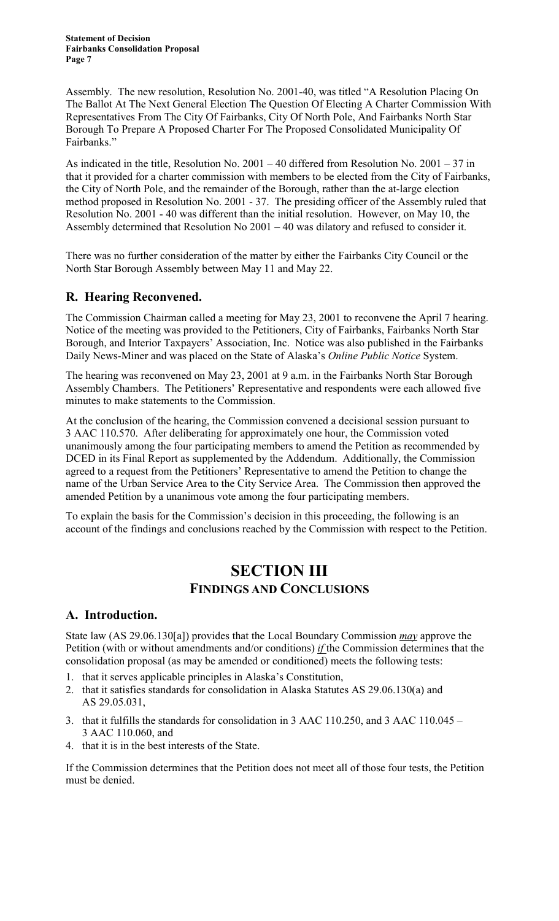Assembly. The new resolution, Resolution No. 2001-40, was titled "A Resolution Placing On The Ballot At The Next General Election The Question Of Electing A Charter Commission With Representatives From The City Of Fairbanks, City Of North Pole, And Fairbanks North Star Borough To Prepare A Proposed Charter For The Proposed Consolidated Municipality Of Fairbanks."

As indicated in the title, Resolution No. 2001 – 40 differed from Resolution No. 2001 – 37 in that it provided for a charter commission with members to be elected from the City of Fairbanks, the City of North Pole, and the remainder of the Borough, rather than the at-large election method proposed in Resolution No. 2001 - 37. The presiding officer of the Assembly ruled that Resolution No. 2001 - 40 was different than the initial resolution. However, on May 10, the Assembly determined that Resolution No 2001 – 40 was dilatory and refused to consider it.

There was no further consideration of the matter by either the Fairbanks City Council or the North Star Borough Assembly between May 11 and May 22.

## R. Hearing Reconvened.

The Commission Chairman called a meeting for May 23, 2001 to reconvene the April 7 hearing. Notice of the meeting was provided to the Petitioners, City of Fairbanks, Fairbanks North Star Borough, and Interior Taxpayers' Association, Inc. Notice was also published in the Fairbanks Daily News-Miner and was placed on the State of Alaska's *Online Public Notice* System.

The hearing was reconvened on May 23, 2001 at 9 a.m. in the Fairbanks North Star Borough Assembly Chambers. The Petitioners' Representative and respondents were each allowed five minutes to make statements to the Commission.

At the conclusion of the hearing, the Commission convened a decisional session pursuant to 3 AAC 110.570. After deliberating for approximately one hour, the Commission voted unanimously among the four participating members to amend the Petition as recommended by DCED in its Final Report as supplemented by the Addendum. Additionally, the Commission agreed to a request from the Petitioners' Representative to amend the Petition to change the name of the Urban Service Area to the City Service Area. The Commission then approved the amended Petition by a unanimous vote among the four participating members.

To explain the basis for the Commission's decision in this proceeding, the following is an account of the findings and conclusions reached by the Commission with respect to the Petition.

# SECTION III
## FINDINGS AND CONCLUSIONS

## A. Introduction.

State law (AS 29.06.130[a]) provides that the Local Boundary Commission ***may*** approve the Petition (with or without amendments and/or conditions) ***if*** the Commission determines that the consolidation proposal (as may be amended or conditioned) meets the following tests:

1. that it serves applicable principles in Alaska's Constitution,
2. that it satisfies standards for consolidation in Alaska Statutes AS 29.06.130(a) and AS 29.05.031,
3. that it fulfills the standards for consolidation in 3 AAC 110.250, and 3 AAC 110.045 – 3 AAC 110.060, and
4. that it is in the best interests of the State.

If the Commission determines that the Petition does not meet all of those four tests, the Petition must be denied.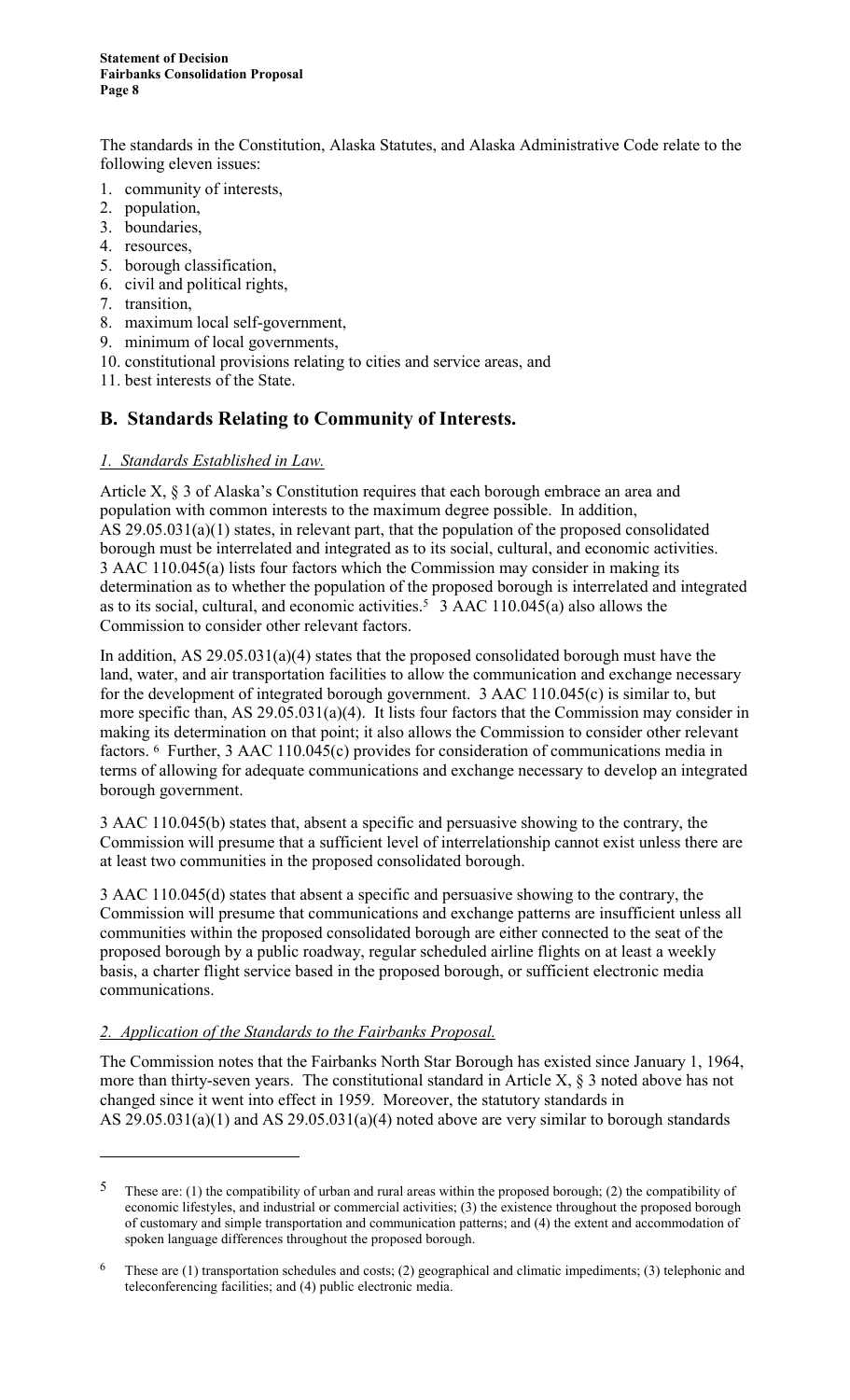The standards in the Constitution, Alaska Statutes, and Alaska Administrative Code relate to the following eleven issues:

1. community of interests,
2. population,
3. boundaries,
4. resources,
5. borough classification,
6. civil and political rights,
7. transition,
8. maximum local self-government,
9. minimum of local governments,
10. constitutional provisions relating to cities and service areas, and
11. best interests of the State.

## B. Standards Relating to Community of Interests.

### *1. Standards Established in Law.*

Article X, § 3 of Alaska's Constitution requires that each borough embrace an area and population with common interests to the maximum degree possible. In addition, AS 29.05.031(a)(1) states, in relevant part, that the population of the proposed consolidated borough must be interrelated and integrated as to its social, cultural, and economic activities. 3 AAC 110.045(a) lists four factors which the Commission may consider in making its determination as to whether the population of the proposed borough is interrelated and integrated as to its social, cultural, and economic activities.[5] 3 AAC 110.045(a) also allows the Commission to consider other relevant factors.

In addition, AS 29.05.031(a)(4) states that the proposed consolidated borough must have the land, water, and air transportation facilities to allow the communication and exchange necessary for the development of integrated borough government. 3 AAC 110.045(c) is similar to, but more specific than, AS 29.05.031(a)(4). It lists four factors that the Commission may consider in making its determination on that point; it also allows the Commission to consider other relevant factors.[6] Further, 3 AAC 110.045(c) provides for consideration of communications media in terms of allowing for adequate communications and exchange necessary to develop an integrated borough government.

3 AAC 110.045(b) states that, absent a specific and persuasive showing to the contrary, the Commission will presume that a sufficient level of interrelationship cannot exist unless there are at least two communities in the proposed consolidated borough.

3 AAC 110.045(d) states that absent a specific and persuasive showing to the contrary, the Commission will presume that communications and exchange patterns are insufficient unless all communities within the proposed consolidated borough are either connected to the seat of the proposed borough by a public roadway, regular scheduled airline flights on at least a weekly basis, a charter flight service based in the proposed borough, or sufficient electronic media communications.

### *2. Application of the Standards to the Fairbanks Proposal.*

The Commission notes that the Fairbanks North Star Borough has existed since January 1, 1964, more than thirty-seven years. The constitutional standard in Article X, § 3 noted above has not changed since it went into effect in 1959. Moreover, the statutory standards in AS 29.05.031(a)(1) and AS 29.05.031(a)(4) noted above are very similar to borough standards

---

[5] These are: (1) the compatibility of urban and rural areas within the proposed borough; (2) the compatibility of economic lifestyles, and industrial or commercial activities; (3) the existence throughout the proposed borough of customary and simple transportation and communication patterns; and (4) the extent and accommodation of spoken language differences throughout the proposed borough.

[6] These are (1) transportation schedules and costs; (2) geographical and climatic impediments; (3) telephonic and teleconferencing facilities; and (4) public electronic media.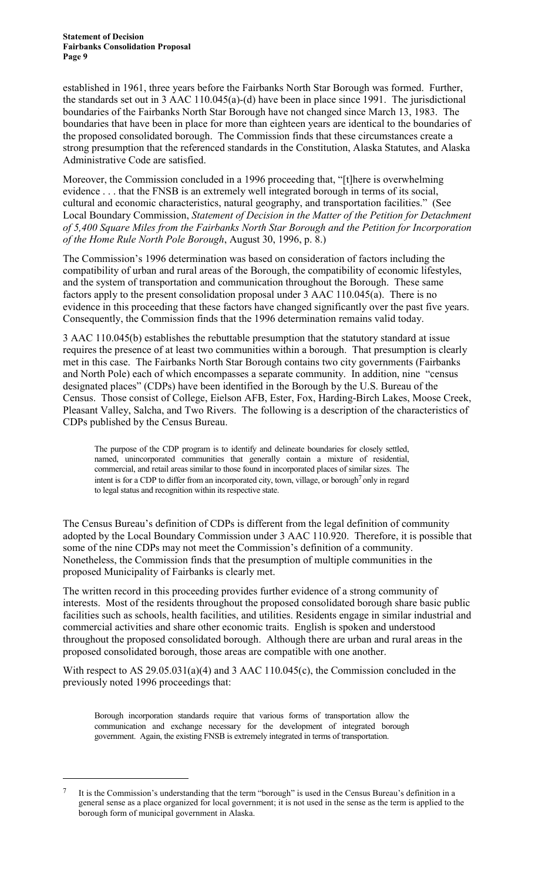established in 1961, three years before the Fairbanks North Star Borough was formed. Further, the standards set out in 3 AAC 110.045(a)-(d) have been in place since 1991. The jurisdictional boundaries of the Fairbanks North Star Borough have not changed since March 13, 1983. The boundaries that have been in place for more than eighteen years are identical to the boundaries of the proposed consolidated borough. The Commission finds that these circumstances create a strong presumption that the referenced standards in the Constitution, Alaska Statutes, and Alaska Administrative Code are satisfied.

Moreover, the Commission concluded in a 1996 proceeding that, "[t]here is overwhelming evidence . . . that the FNSB is an extremely well integrated borough in terms of its social, cultural and economic characteristics, natural geography, and transportation facilities." (See Local Boundary Commission, *Statement of Decision in the Matter of the Petition for Detachment of 5,400 Square Miles from the Fairbanks North Star Borough and the Petition for Incorporation of the Home Rule North Pole Borough*, August 30, 1996, p. 8.)

The Commission's 1996 determination was based on consideration of factors including the compatibility of urban and rural areas of the Borough, the compatibility of economic lifestyles, and the system of transportation and communication throughout the Borough. These same factors apply to the present consolidation proposal under 3 AAC 110.045(a). There is no evidence in this proceeding that these factors have changed significantly over the past five years. Consequently, the Commission finds that the 1996 determination remains valid today.

3 AAC 110.045(b) establishes the rebuttable presumption that the statutory standard at issue requires the presence of at least two communities within a borough. That presumption is clearly met in this case. The Fairbanks North Star Borough contains two city governments (Fairbanks and North Pole) each of which encompasses a separate community. In addition, nine "census designated places" (CDPs) have been identified in the Borough by the U.S. Bureau of the Census. Those consist of College, Eielson AFB, Ester, Fox, Harding-Birch Lakes, Moose Creek, Pleasant Valley, Salcha, and Two Rivers. The following is a description of the characteristics of CDPs published by the Census Bureau.

> The purpose of the CDP program is to identify and delineate boundaries for closely settled, named, unincorporated communities that generally contain a mixture of residential, commercial, and retail areas similar to those found in incorporated places of similar sizes. The intent is for a CDP to differ from an incorporated city, town, village, or borough[7] only in regard to legal status and recognition within its respective state.

The Census Bureau's definition of CDPs is different from the legal definition of community adopted by the Local Boundary Commission under 3 AAC 110.920. Therefore, it is possible that some of the nine CDPs may not meet the Commission's definition of a community. Nonetheless, the Commission finds that the presumption of multiple communities in the proposed Municipality of Fairbanks is clearly met.

The written record in this proceeding provides further evidence of a strong community of interests. Most of the residents throughout the proposed consolidated borough share basic public facilities such as schools, health facilities, and utilities. Residents engage in similar industrial and commercial activities and share other economic traits. English is spoken and understood throughout the proposed consolidated borough. Although there are urban and rural areas in the proposed consolidated borough, those areas are compatible with one another.

With respect to AS 29.05.031(a)(4) and 3 AAC 110.045(c), the Commission concluded in the previously noted 1996 proceedings that:

> Borough incorporation standards require that various forms of transportation allow the communication and exchange necessary for the development of integrated borough government. Again, the existing FNSB is extremely integrated in terms of transportation.

---

[7] It is the Commission's understanding that the term "borough" is used in the Census Bureau's definition in a general sense as a place organized for local government; it is not used in the sense as the term is applied to the borough form of municipal government in Alaska.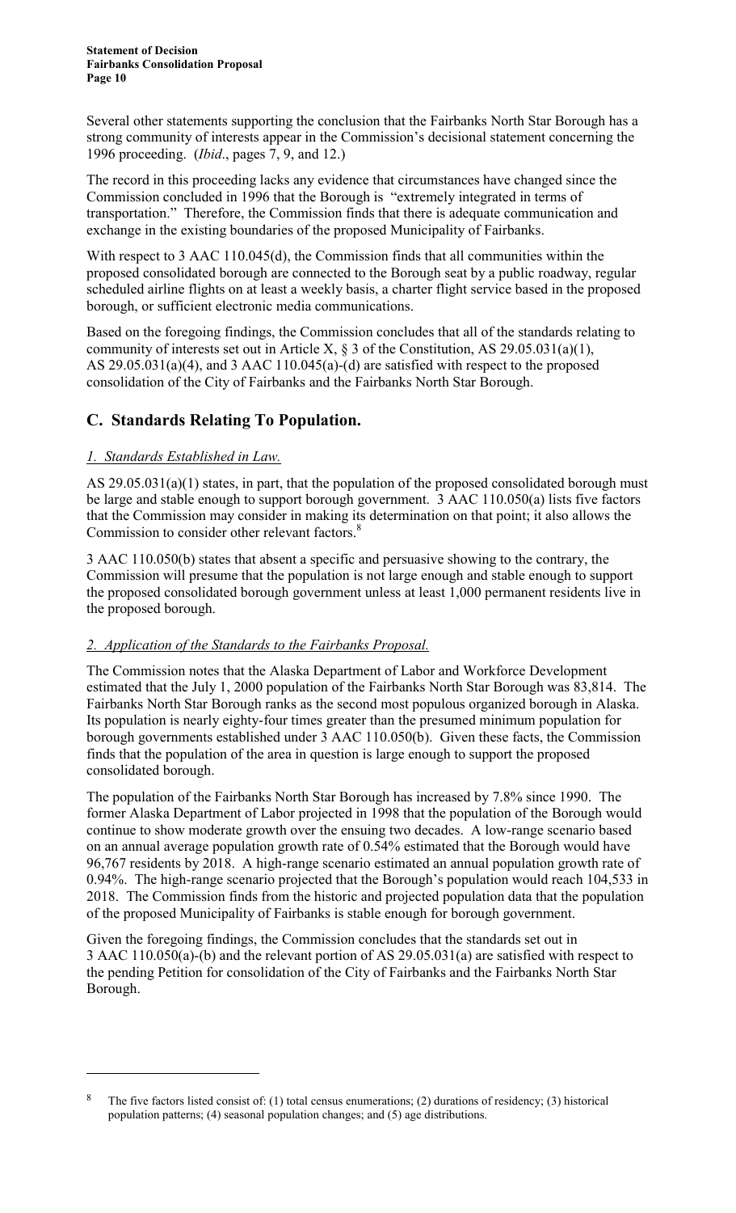Several other statements supporting the conclusion that the Fairbanks North Star Borough has a strong community of interests appear in the Commission's decisional statement concerning the 1996 proceeding. (*Ibid*., pages 7, 9, and 12.)

The record in this proceeding lacks any evidence that circumstances have changed since the Commission concluded in 1996 that the Borough is "extremely integrated in terms of transportation." Therefore, the Commission finds that there is adequate communication and exchange in the existing boundaries of the proposed Municipality of Fairbanks.

With respect to 3 AAC 110.045(d), the Commission finds that all communities within the proposed consolidated borough are connected to the Borough seat by a public roadway, regular scheduled airline flights on at least a weekly basis, a charter flight service based in the proposed borough, or sufficient electronic media communications.

Based on the foregoing findings, the Commission concludes that all of the standards relating to community of interests set out in Article X, § 3 of the Constitution, AS 29.05.031(a)(1), AS 29.05.031(a)(4), and 3 AAC 110.045(a)-(d) are satisfied with respect to the proposed consolidation of the City of Fairbanks and the Fairbanks North Star Borough.

## C. Standards Relating To Population.

### *1. Standards Established in Law.*

AS 29.05.031(a)(1) states, in part, that the population of the proposed consolidated borough must be large and stable enough to support borough government. 3 AAC 110.050(a) lists five factors that the Commission may consider in making its determination on that point; it also allows the Commission to consider other relevant factors.[8]

3 AAC 110.050(b) states that absent a specific and persuasive showing to the contrary, the Commission will presume that the population is not large enough and stable enough to support the proposed consolidated borough government unless at least 1,000 permanent residents live in the proposed borough.

### *2. Application of the Standards to the Fairbanks Proposal.*

The Commission notes that the Alaska Department of Labor and Workforce Development estimated that the July 1, 2000 population of the Fairbanks North Star Borough was 83,814. The Fairbanks North Star Borough ranks as the second most populous organized borough in Alaska. Its population is nearly eighty-four times greater than the presumed minimum population for borough governments established under 3 AAC 110.050(b). Given these facts, the Commission finds that the population of the area in question is large enough to support the proposed consolidated borough.

The population of the Fairbanks North Star Borough has increased by 7.8% since 1990. The former Alaska Department of Labor projected in 1998 that the population of the Borough would continue to show moderate growth over the ensuing two decades. A low-range scenario based on an annual average population growth rate of 0.54% estimated that the Borough would have 96,767 residents by 2018. A high-range scenario estimated an annual population growth rate of 0.94%. The high-range scenario projected that the Borough's population would reach 104,533 in 2018. The Commission finds from the historic and projected population data that the population of the proposed Municipality of Fairbanks is stable enough for borough government.

Given the foregoing findings, the Commission concludes that the standards set out in 3 AAC 110.050(a)-(b) and the relevant portion of AS 29.05.031(a) are satisfied with respect to the pending Petition for consolidation of the City of Fairbanks and the Fairbanks North Star Borough.

---

[8] The five factors listed consist of: (1) total census enumerations; (2) durations of residency; (3) historical population patterns; (4) seasonal population changes; and (5) age distributions.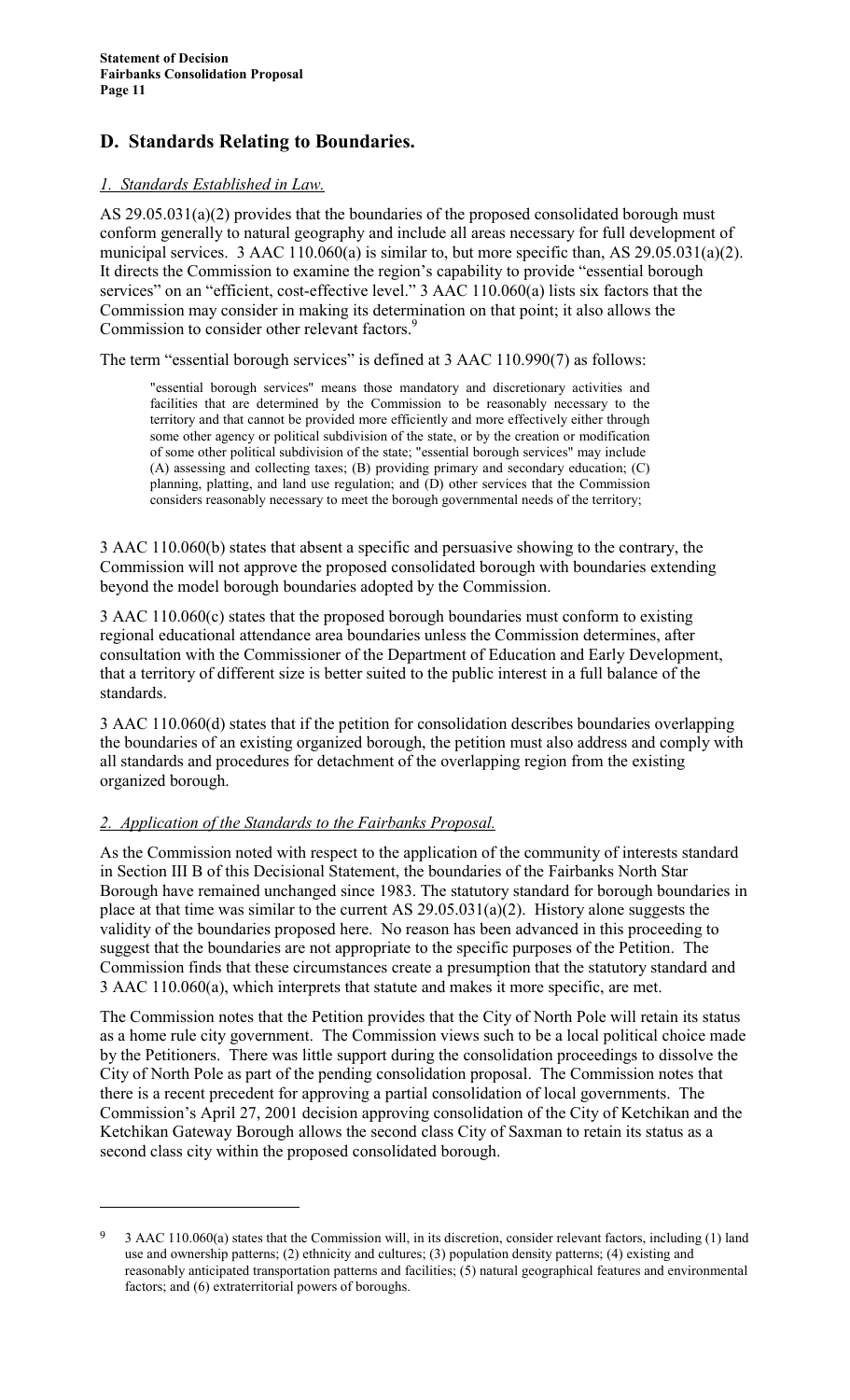## D. Standards Relating to Boundaries.

### *1. Standards Established in Law.*

AS 29.05.031(a)(2) provides that the boundaries of the proposed consolidated borough must conform generally to natural geography and include all areas necessary for full development of municipal services. 3 AAC 110.060(a) is similar to, but more specific than, AS 29.05.031(a)(2). It directs the Commission to examine the region's capability to provide "essential borough services" on an "efficient, cost-effective level." 3 AAC 110.060(a) lists six factors that the Commission may consider in making its determination on that point; it also allows the Commission to consider other relevant factors.[9]

The term "essential borough services" is defined at 3 AAC 110.990(7) as follows:

> "essential borough services" means those mandatory and discretionary activities and facilities that are determined by the Commission to be reasonably necessary to the territory and that cannot be provided more efficiently and more effectively either through some other agency or political subdivision of the state, or by the creation or modification of some other political subdivision of the state; "essential borough services" may include (A) assessing and collecting taxes; (B) providing primary and secondary education; (C) planning, platting, and land use regulation; and (D) other services that the Commission considers reasonably necessary to meet the borough governmental needs of the territory;

3 AAC 110.060(b) states that absent a specific and persuasive showing to the contrary, the Commission will not approve the proposed consolidated borough with boundaries extending beyond the model borough boundaries adopted by the Commission.

3 AAC 110.060(c) states that the proposed borough boundaries must conform to existing regional educational attendance area boundaries unless the Commission determines, after consultation with the Commissioner of the Department of Education and Early Development, that a territory of different size is better suited to the public interest in a full balance of the standards.

3 AAC 110.060(d) states that if the petition for consolidation describes boundaries overlapping the boundaries of an existing organized borough, the petition must also address and comply with all standards and procedures for detachment of the overlapping region from the existing organized borough.

### *2. Application of the Standards to the Fairbanks Proposal.*

As the Commission noted with respect to the application of the community of interests standard in Section III B of this Decisional Statement, the boundaries of the Fairbanks North Star Borough have remained unchanged since 1983. The statutory standard for borough boundaries in place at that time was similar to the current AS 29.05.031(a)(2). History alone suggests the validity of the boundaries proposed here. No reason has been advanced in this proceeding to suggest that the boundaries are not appropriate to the specific purposes of the Petition. The Commission finds that these circumstances create a presumption that the statutory standard and 3 AAC 110.060(a), which interprets that statute and makes it more specific, are met.

The Commission notes that the Petition provides that the City of North Pole will retain its status as a home rule city government. The Commission views such to be a local political choice made by the Petitioners. There was little support during the consolidation proceedings to dissolve the City of North Pole as part of the pending consolidation proposal. The Commission notes that there is a recent precedent for approving a partial consolidation of local governments. The Commission's April 27, 2001 decision approving consolidation of the City of Ketchikan and the Ketchikan Gateway Borough allows the second class City of Saxman to retain its status as a second class city within the proposed consolidated borough.

---

[9] 3 AAC 110.060(a) states that the Commission will, in its discretion, consider relevant factors, including (1) land use and ownership patterns; (2) ethnicity and cultures; (3) population density patterns; (4) existing and reasonably anticipated transportation patterns and facilities; (5) natural geographical features and environmental factors; and (6) extraterritorial powers of boroughs.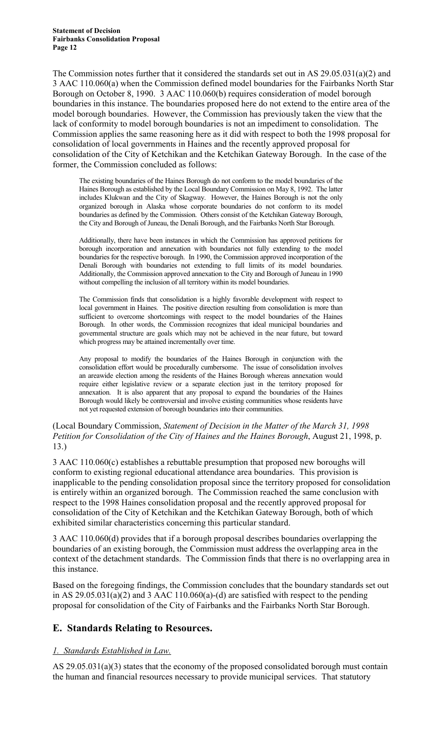The Commission notes further that it considered the standards set out in AS 29.05.031(a)(2) and 3 AAC 110.060(a) when the Commission defined model boundaries for the Fairbanks North Star Borough on October 8, 1990. 3 AAC 110.060(b) requires consideration of model borough boundaries in this instance. The boundaries proposed here do not extend to the entire area of the model borough boundaries. However, the Commission has previously taken the view that the lack of conformity to model borough boundaries is not an impediment to consolidation. The Commission applies the same reasoning here as it did with respect to both the 1998 proposal for consolidation of local governments in Haines and the recently approved proposal for consolidation of the City of Ketchikan and the Ketchikan Gateway Borough. In the case of the former, the Commission concluded as follows:

> The existing boundaries of the Haines Borough do not conform to the model boundaries of the Haines Borough as established by the Local Boundary Commission on May 8, 1992. The latter includes Klukwan and the City of Skagway. However, the Haines Borough is not the only organized borough in Alaska whose corporate boundaries do not conform to its model boundaries as defined by the Commission. Others consist of the Ketchikan Gateway Borough, the City and Borough of Juneau, the Denali Borough, and the Fairbanks North Star Borough.
>
> Additionally, there have been instances in which the Commission has approved petitions for borough incorporation and annexation with boundaries not fully extending to the model boundaries for the respective borough. In 1990, the Commission approved incorporation of the Denali Borough with boundaries not extending to full limits of its model boundaries. Additionally, the Commission approved annexation to the City and Borough of Juneau in 1990 without compelling the inclusion of all territory within its model boundaries.
>
> The Commission finds that consolidation is a highly favorable development with respect to local government in Haines. The positive direction resulting from consolidation is more than sufficient to overcome shortcomings with respect to the model boundaries of the Haines Borough. In other words, the Commission recognizes that ideal municipal boundaries and governmental structure are goals which may not be achieved in the near future, but toward which progress may be attained incrementally over time.
>
> Any proposal to modify the boundaries of the Haines Borough in conjunction with the consolidation effort would be procedurally cumbersome. The issue of consolidation involves an areawide election among the residents of the Haines Borough whereas annexation would require either legislative review or a separate election just in the territory proposed for annexation. It is also apparent that any proposal to expand the boundaries of the Haines Borough would likely be controversial and involve existing communities whose residents have not yet requested extension of borough boundaries into their communities.

(Local Boundary Commission, *Statement of Decision in the Matter of the March 31, 1998 Petition for Consolidation of the City of Haines and the Haines Borough*, August 21, 1998, p. 13.)

3 AAC 110.060(c) establishes a rebuttable presumption that proposed new boroughs will conform to existing regional educational attendance area boundaries. This provision is inapplicable to the pending consolidation proposal since the territory proposed for consolidation is entirely within an organized borough. The Commission reached the same conclusion with respect to the 1998 Haines consolidation proposal and the recently approved proposal for consolidation of the City of Ketchikan and the Ketchikan Gateway Borough, both of which exhibited similar characteristics concerning this particular standard.

3 AAC 110.060(d) provides that if a borough proposal describes boundaries overlapping the boundaries of an existing borough, the Commission must address the overlapping area in the context of the detachment standards. The Commission finds that there is no overlapping area in this instance.

Based on the foregoing findings, the Commission concludes that the boundary standards set out in AS 29.05.031(a)(2) and 3 AAC 110.060(a)-(d) are satisfied with respect to the pending proposal for consolidation of the City of Fairbanks and the Fairbanks North Star Borough.

## E. Standards Relating to Resources.

### *1. Standards Established in Law.*

AS 29.05.031(a)(3) states that the economy of the proposed consolidated borough must contain the human and financial resources necessary to provide municipal services. That statutory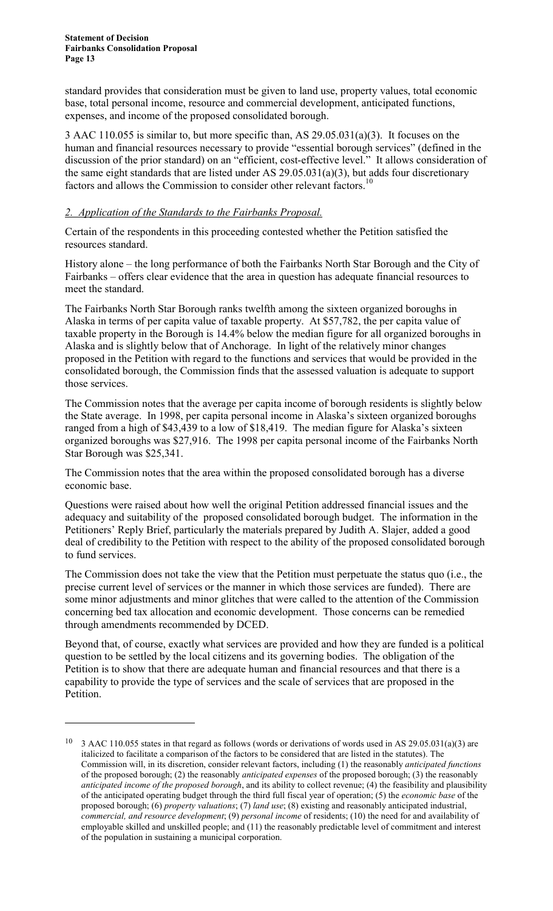standard provides that consideration must be given to land use, property values, total economic base, total personal income, resource and commercial development, anticipated functions, expenses, and income of the proposed consolidated borough.

3 AAC 110.055 is similar to, but more specific than, AS 29.05.031(a)(3). It focuses on the human and financial resources necessary to provide "essential borough services" (defined in the discussion of the prior standard) on an "efficient, cost-effective level." It allows consideration of the same eight standards that are listed under AS 29.05.031(a)(3), but adds four discretionary factors and allows the Commission to consider other relevant factors.[10]

*2. Application of the Standards to the Fairbanks Proposal.*

Certain of the respondents in this proceeding contested whether the Petition satisfied the resources standard.

History alone – the long performance of both the Fairbanks North Star Borough and the City of Fairbanks – offers clear evidence that the area in question has adequate financial resources to meet the standard.

The Fairbanks North Star Borough ranks twelfth among the sixteen organized boroughs in Alaska in terms of per capita value of taxable property. At $57,782, the per capita value of taxable property in the Borough is 14.4% below the median figure for all organized boroughs in Alaska and is slightly below that of Anchorage. In light of the relatively minor changes proposed in the Petition with regard to the functions and services that would be provided in the consolidated borough, the Commission finds that the assessed valuation is adequate to support those services.

The Commission notes that the average per capita income of borough residents is slightly below the State average. In 1998, per capita personal income in Alaska's sixteen organized boroughs ranged from a high of $43,439 to a low of $18,419. The median figure for Alaska's sixteen organized boroughs was $27,916. The 1998 per capita personal income of the Fairbanks North Star Borough was $25,341.

The Commission notes that the area within the proposed consolidated borough has a diverse economic base.

Questions were raised about how well the original Petition addressed financial issues and the adequacy and suitability of the proposed consolidated borough budget. The information in the Petitioners' Reply Brief, particularly the materials prepared by Judith A. Slajer, added a good deal of credibility to the Petition with respect to the ability of the proposed consolidated borough to fund services.

The Commission does not take the view that the Petition must perpetuate the status quo (i.e., the precise current level of services or the manner in which those services are funded). There are some minor adjustments and minor glitches that were called to the attention of the Commission concerning bed tax allocation and economic development. Those concerns can be remedied through amendments recommended by DCED.

Beyond that, of course, exactly what services are provided and how they are funded is a political question to be settled by the local citizens and its governing bodies. The obligation of the Petition is to show that there are adequate human and financial resources and that there is a capability to provide the type of services and the scale of services that are proposed in the Petition.

---

[10] 3 AAC 110.055 states in that regard as follows (words or derivations of words used in AS 29.05.031(a)(3) are italicized to facilitate a comparison of the factors to be considered that are listed in the statutes). The Commission will, in its discretion, consider relevant factors, including (1) the reasonably *anticipated functions* of the proposed borough; (2) the reasonably *anticipated expenses* of the proposed borough; (3) the reasonably *anticipated income of the proposed borough*, and its ability to collect revenue; (4) the feasibility and plausibility of the anticipated operating budget through the third full fiscal year of operation; (5) the *economic base* of the proposed borough; (6) *property valuations*; (7) *land use*; (8) existing and reasonably anticipated industrial, *commercial, and resource development*; (9) *personal income* of residents; (10) the need for and availability of employable skilled and unskilled people; and (11) the reasonably predictable level of commitment and interest of the population in sustaining a municipal corporation.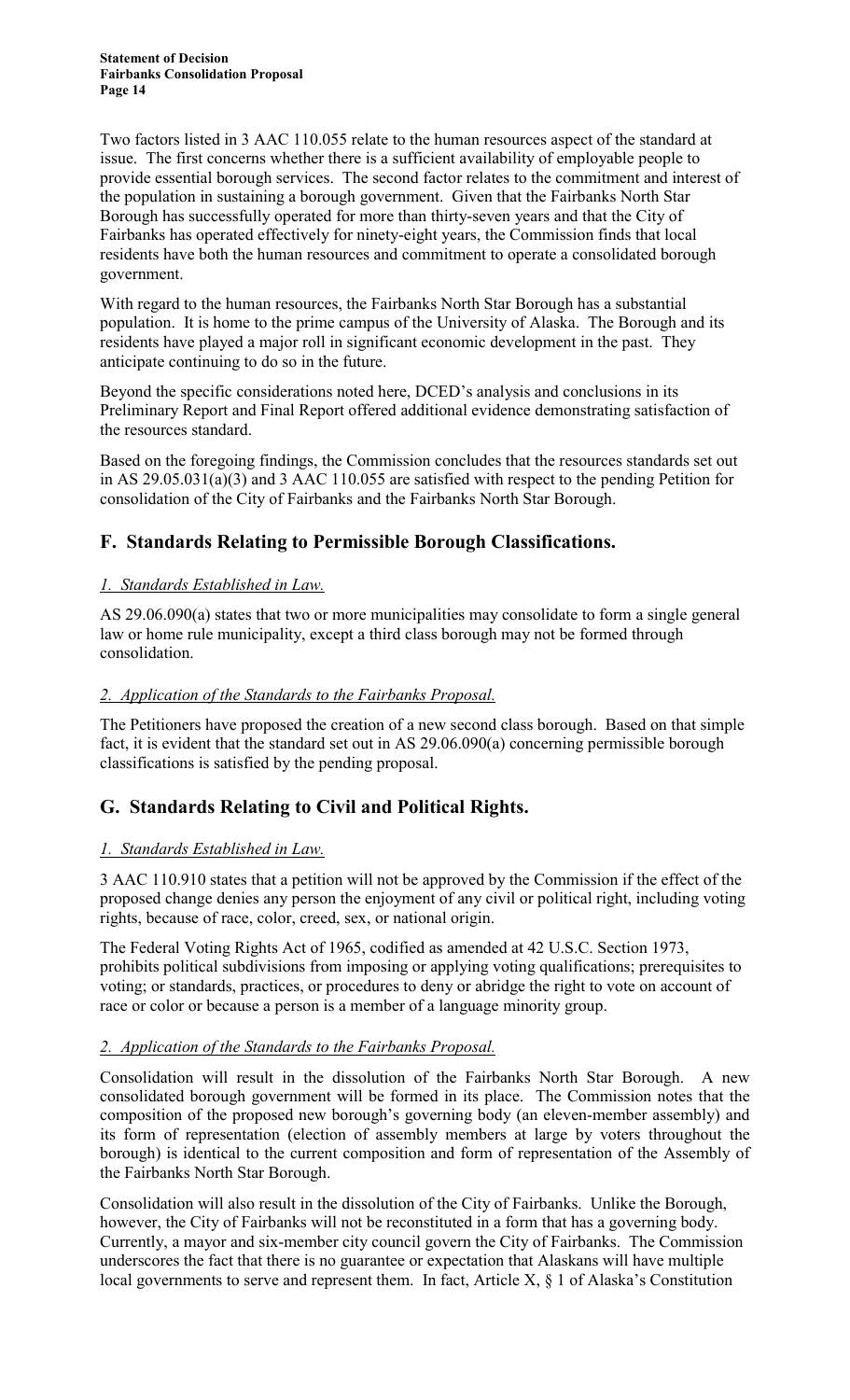Two factors listed in 3 AAC 110.055 relate to the human resources aspect of the standard at issue. The first concerns whether there is a sufficient availability of employable people to provide essential borough services. The second factor relates to the commitment and interest of the population in sustaining a borough government. Given that the Fairbanks North Star Borough has successfully operated for more than thirty-seven years and that the City of Fairbanks has operated effectively for ninety-eight years, the Commission finds that local residents have both the human resources and commitment to operate a consolidated borough government.

With regard to the human resources, the Fairbanks North Star Borough has a substantial population. It is home to the prime campus of the University of Alaska. The Borough and its residents have played a major roll in significant economic development in the past. They anticipate continuing to do so in the future.

Beyond the specific considerations noted here, DCED's analysis and conclusions in its Preliminary Report and Final Report offered additional evidence demonstrating satisfaction of the resources standard.

Based on the foregoing findings, the Commission concludes that the resources standards set out in AS 29.05.031(a)(3) and 3 AAC 110.055 are satisfied with respect to the pending Petition for consolidation of the City of Fairbanks and the Fairbanks North Star Borough.

## F. Standards Relating to Permissible Borough Classifications.

### *1. Standards Established in Law.*

AS 29.06.090(a) states that two or more municipalities may consolidate to form a single general law or home rule municipality, except a third class borough may not be formed through consolidation.

### *2. Application of the Standards to the Fairbanks Proposal.*

The Petitioners have proposed the creation of a new second class borough. Based on that simple fact, it is evident that the standard set out in AS 29.06.090(a) concerning permissible borough classifications is satisfied by the pending proposal.

## G. Standards Relating to Civil and Political Rights.

### *1. Standards Established in Law.*

3 AAC 110.910 states that a petition will not be approved by the Commission if the effect of the proposed change denies any person the enjoyment of any civil or political right, including voting rights, because of race, color, creed, sex, or national origin.

The Federal Voting Rights Act of 1965, codified as amended at 42 U.S.C. Section 1973, prohibits political subdivisions from imposing or applying voting qualifications; prerequisites to voting; or standards, practices, or procedures to deny or abridge the right to vote on account of race or color or because a person is a member of a language minority group.

### *2. Application of the Standards to the Fairbanks Proposal.*

Consolidation will result in the dissolution of the Fairbanks North Star Borough. A new consolidated borough government will be formed in its place. The Commission notes that the composition of the proposed new borough's governing body (an eleven-member assembly) and its form of representation (election of assembly members at large by voters throughout the borough) is identical to the current composition and form of representation of the Assembly of the Fairbanks North Star Borough.

Consolidation will also result in the dissolution of the City of Fairbanks. Unlike the Borough, however, the City of Fairbanks will not be reconstituted in a form that has a governing body. Currently, a mayor and six-member city council govern the City of Fairbanks. The Commission underscores the fact that there is no guarantee or expectation that Alaskans will have multiple local governments to serve and represent them. In fact, Article X, § 1 of Alaska's Constitution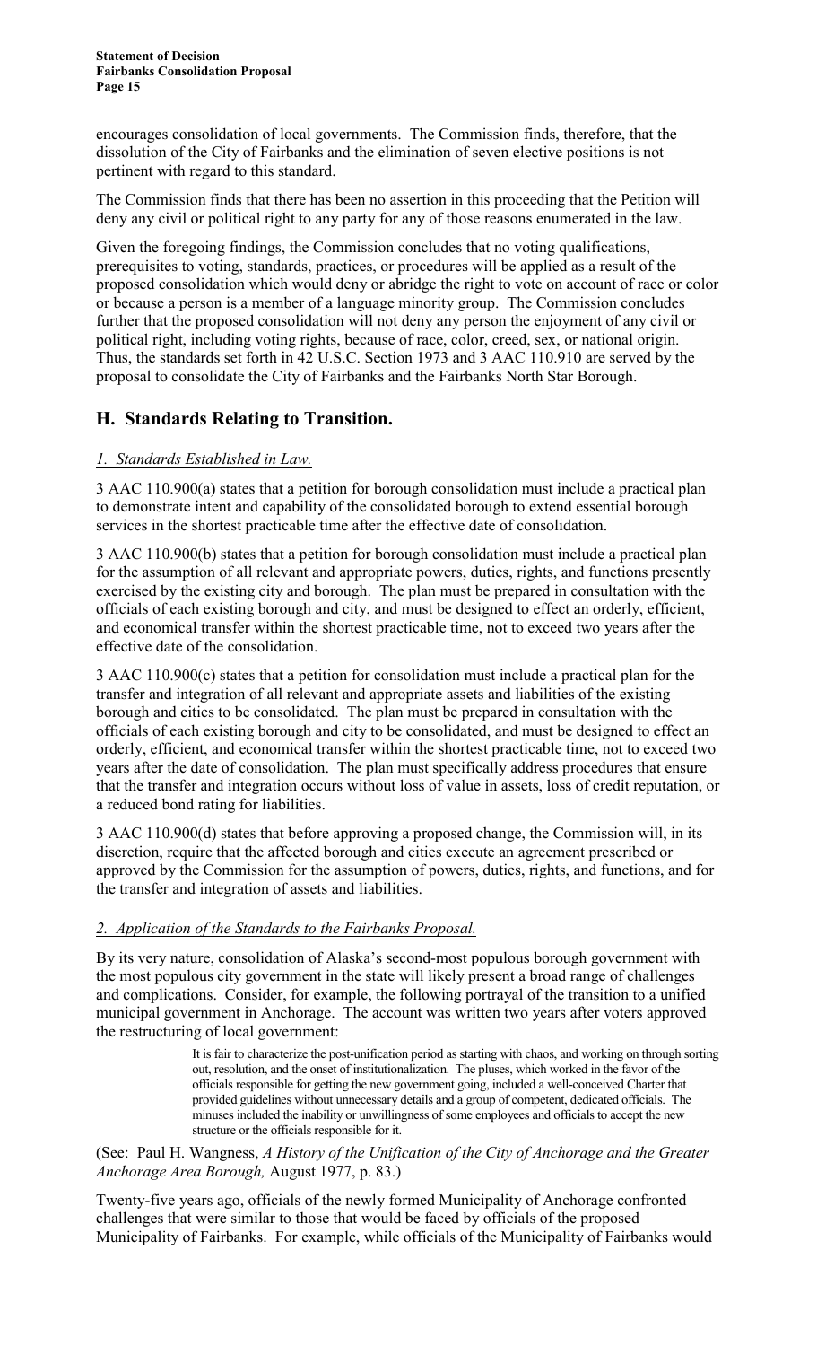encourages consolidation of local governments. The Commission finds, therefore, that the dissolution of the City of Fairbanks and the elimination of seven elective positions is not pertinent with regard to this standard.

The Commission finds that there has been no assertion in this proceeding that the Petition will deny any civil or political right to any party for any of those reasons enumerated in the law.

Given the foregoing findings, the Commission concludes that no voting qualifications, prerequisites to voting, standards, practices, or procedures will be applied as a result of the proposed consolidation which would deny or abridge the right to vote on account of race or color or because a person is a member of a language minority group. The Commission concludes further that the proposed consolidation will not deny any person the enjoyment of any civil or political right, including voting rights, because of race, color, creed, sex, or national origin. Thus, the standards set forth in 42 U.S.C. Section 1973 and 3 AAC 110.910 are served by the proposal to consolidate the City of Fairbanks and the Fairbanks North Star Borough.

## H. Standards Relating to Transition.

### *1. Standards Established in Law.*

3 AAC 110.900(a) states that a petition for borough consolidation must include a practical plan to demonstrate intent and capability of the consolidated borough to extend essential borough services in the shortest practicable time after the effective date of consolidation.

3 AAC 110.900(b) states that a petition for borough consolidation must include a practical plan for the assumption of all relevant and appropriate powers, duties, rights, and functions presently exercised by the existing city and borough. The plan must be prepared in consultation with the officials of each existing borough and city, and must be designed to effect an orderly, efficient, and economical transfer within the shortest practicable time, not to exceed two years after the effective date of the consolidation.

3 AAC 110.900(c) states that a petition for consolidation must include a practical plan for the transfer and integration of all relevant and appropriate assets and liabilities of the existing borough and cities to be consolidated. The plan must be prepared in consultation with the officials of each existing borough and city to be consolidated, and must be designed to effect an orderly, efficient, and economical transfer within the shortest practicable time, not to exceed two years after the date of consolidation. The plan must specifically address procedures that ensure that the transfer and integration occurs without loss of value in assets, loss of credit reputation, or a reduced bond rating for liabilities.

3 AAC 110.900(d) states that before approving a proposed change, the Commission will, in its discretion, require that the affected borough and cities execute an agreement prescribed or approved by the Commission for the assumption of powers, duties, rights, and functions, and for the transfer and integration of assets and liabilities.

### *2. Application of the Standards to the Fairbanks Proposal.*

By its very nature, consolidation of Alaska's second-most populous borough government with the most populous city government in the state will likely present a broad range of challenges and complications. Consider, for example, the following portrayal of the transition to a unified municipal government in Anchorage. The account was written two years after voters approved the restructuring of local government:

> It is fair to characterize the post-unification period as starting with chaos, and working on through sorting out, resolution, and the onset of institutionalization. The pluses, which worked in the favor of the officials responsible for getting the new government going, included a well-conceived Charter that provided guidelines without unnecessary details and a group of competent, dedicated officials. The minuses included the inability or unwillingness of some employees and officials to accept the new structure or the officials responsible for it.

(See: Paul H. Wangness, *A History of the Unification of the City of Anchorage and the Greater Anchorage Area Borough,* August 1977, p. 83.)

Twenty-five years ago, officials of the newly formed Municipality of Anchorage confronted challenges that were similar to those that would be faced by officials of the proposed Municipality of Fairbanks. For example, while officials of the Municipality of Fairbanks would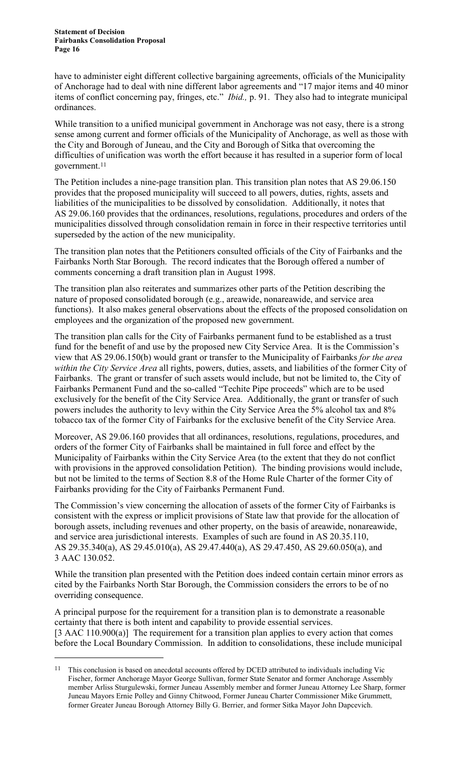have to administer eight different collective bargaining agreements, officials of the Municipality of Anchorage had to deal with nine different labor agreements and "17 major items and 40 minor items of conflict concerning pay, fringes, etc." *Ibid.,* p. 91. They also had to integrate municipal ordinances.

While transition to a unified municipal government in Anchorage was not easy, there is a strong sense among current and former officials of the Municipality of Anchorage, as well as those with the City and Borough of Juneau, and the City and Borough of Sitka that overcoming the difficulties of unification was worth the effort because it has resulted in a superior form of local government.[11]

The Petition includes a nine-page transition plan. This transition plan notes that AS 29.06.150 provides that the proposed municipality will succeed to all powers, duties, rights, assets and liabilities of the municipalities to be dissolved by consolidation. Additionally, it notes that AS 29.06.160 provides that the ordinances, resolutions, regulations, procedures and orders of the municipalities dissolved through consolidation remain in force in their respective territories until superseded by the action of the new municipality.

The transition plan notes that the Petitioners consulted officials of the City of Fairbanks and the Fairbanks North Star Borough. The record indicates that the Borough offered a number of comments concerning a draft transition plan in August 1998.

The transition plan also reiterates and summarizes other parts of the Petition describing the nature of proposed consolidated borough (e.g., areawide, nonareawide, and service area functions). It also makes general observations about the effects of the proposed consolidation on employees and the organization of the proposed new government.

The transition plan calls for the City of Fairbanks permanent fund to be established as a trust fund for the benefit of and use by the proposed new City Service Area. It is the Commission's view that AS 29.06.150(b) would grant or transfer to the Municipality of Fairbanks *for the area within the City Service Area* all rights, powers, duties, assets, and liabilities of the former City of Fairbanks. The grant or transfer of such assets would include, but not be limited to, the City of Fairbanks Permanent Fund and the so-called "Techite Pipe proceeds" which are to be used exclusively for the benefit of the City Service Area. Additionally, the grant or transfer of such powers includes the authority to levy within the City Service Area the 5% alcohol tax and 8% tobacco tax of the former City of Fairbanks for the exclusive benefit of the City Service Area.

Moreover, AS 29.06.160 provides that all ordinances, resolutions, regulations, procedures, and orders of the former City of Fairbanks shall be maintained in full force and effect by the Municipality of Fairbanks within the City Service Area (to the extent that they do not conflict with provisions in the approved consolidation Petition). The binding provisions would include, but not be limited to the terms of Section 8.8 of the Home Rule Charter of the former City of Fairbanks providing for the City of Fairbanks Permanent Fund.

The Commission's view concerning the allocation of assets of the former City of Fairbanks is consistent with the express or implicit provisions of State law that provide for the allocation of borough assets, including revenues and other property, on the basis of areawide, nonareawide, and service area jurisdictional interests. Examples of such are found in AS 20.35.110, AS 29.35.340(a), AS 29.45.010(a), AS 29.47.440(a), AS 29.47.450, AS 29.60.050(a), and 3 AAC 130.052.

While the transition plan presented with the Petition does indeed contain certain minor errors as cited by the Fairbanks North Star Borough, the Commission considers the errors to be of no overriding consequence.

A principal purpose for the requirement for a transition plan is to demonstrate a reasonable certainty that there is both intent and capability to provide essential services. [3 AAC 110.900(a)] The requirement for a transition plan applies to every action that comes before the Local Boundary Commission. In addition to consolidations, these include municipal

---

[11] This conclusion is based on anecdotal accounts offered by DCED attributed to individuals including Vic Fischer, former Anchorage Mayor George Sullivan, former State Senator and former Anchorage Assembly member Arliss Sturgulewski, former Juneau Assembly member and former Juneau Attorney Lee Sharp, former Juneau Mayors Ernie Polley and Ginny Chitwood, Former Juneau Charter Commissioner Mike Grummett, former Greater Juneau Borough Attorney Billy G. Berrier, and former Sitka Mayor John Dapcevich.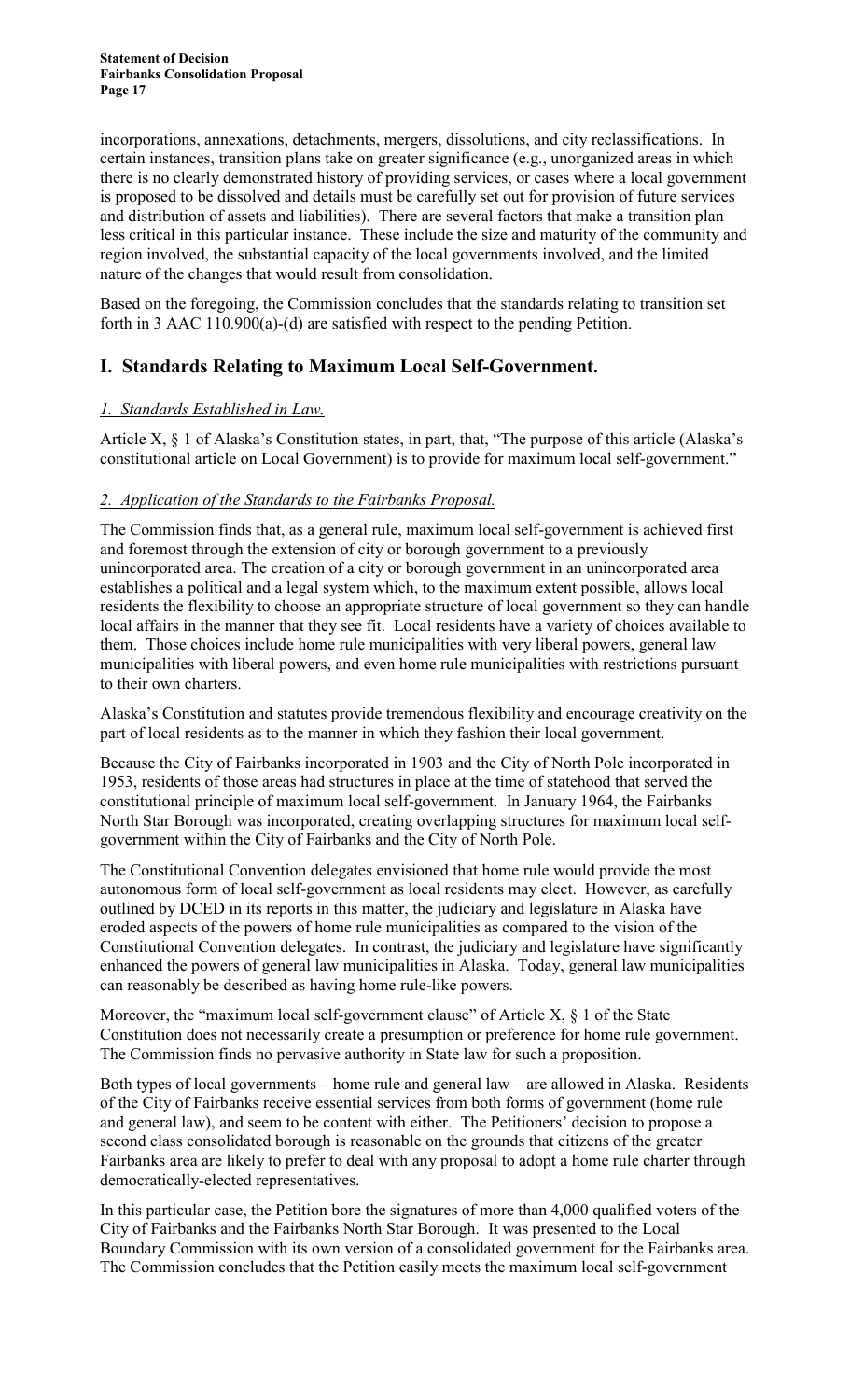incorporations, annexations, detachments, mergers, dissolutions, and city reclassifications. In certain instances, transition plans take on greater significance (e.g., unorganized areas in which there is no clearly demonstrated history of providing services, or cases where a local government is proposed to be dissolved and details must be carefully set out for provision of future services and distribution of assets and liabilities). There are several factors that make a transition plan less critical in this particular instance. These include the size and maturity of the community and region involved, the substantial capacity of the local governments involved, and the limited nature of the changes that would result from consolidation.

Based on the foregoing, the Commission concludes that the standards relating to transition set forth in 3 AAC 110.900(a)-(d) are satisfied with respect to the pending Petition.

## I. Standards Relating to Maximum Local Self-Government.

### *1. Standards Established in Law.*

Article X, § 1 of Alaska's Constitution states, in part, that, "The purpose of this article (Alaska's constitutional article on Local Government) is to provide for maximum local self-government."

### *2. Application of the Standards to the Fairbanks Proposal.*

The Commission finds that, as a general rule, maximum local self-government is achieved first and foremost through the extension of city or borough government to a previously unincorporated area. The creation of a city or borough government in an unincorporated area establishes a political and a legal system which, to the maximum extent possible, allows local residents the flexibility to choose an appropriate structure of local government so they can handle local affairs in the manner that they see fit. Local residents have a variety of choices available to them. Those choices include home rule municipalities with very liberal powers, general law municipalities with liberal powers, and even home rule municipalities with restrictions pursuant to their own charters.

Alaska's Constitution and statutes provide tremendous flexibility and encourage creativity on the part of local residents as to the manner in which they fashion their local government.

Because the City of Fairbanks incorporated in 1903 and the City of North Pole incorporated in 1953, residents of those areas had structures in place at the time of statehood that served the constitutional principle of maximum local self-government. In January 1964, the Fairbanks North Star Borough was incorporated, creating overlapping structures for maximum local self-government within the City of Fairbanks and the City of North Pole.

The Constitutional Convention delegates envisioned that home rule would provide the most autonomous form of local self-government as local residents may elect. However, as carefully outlined by DCED in its reports in this matter, the judiciary and legislature in Alaska have eroded aspects of the powers of home rule municipalities as compared to the vision of the Constitutional Convention delegates. In contrast, the judiciary and legislature have significantly enhanced the powers of general law municipalities in Alaska. Today, general law municipalities can reasonably be described as having home rule-like powers.

Moreover, the "maximum local self-government clause" of Article X, § 1 of the State Constitution does not necessarily create a presumption or preference for home rule government. The Commission finds no pervasive authority in State law for such a proposition.

Both types of local governments – home rule and general law – are allowed in Alaska. Residents of the City of Fairbanks receive essential services from both forms of government (home rule and general law), and seem to be content with either. The Petitioners' decision to propose a second class consolidated borough is reasonable on the grounds that citizens of the greater Fairbanks area are likely to prefer to deal with any proposal to adopt a home rule charter through democratically-elected representatives.

In this particular case, the Petition bore the signatures of more than 4,000 qualified voters of the City of Fairbanks and the Fairbanks North Star Borough. It was presented to the Local Boundary Commission with its own version of a consolidated government for the Fairbanks area. The Commission concludes that the Petition easily meets the maximum local self-government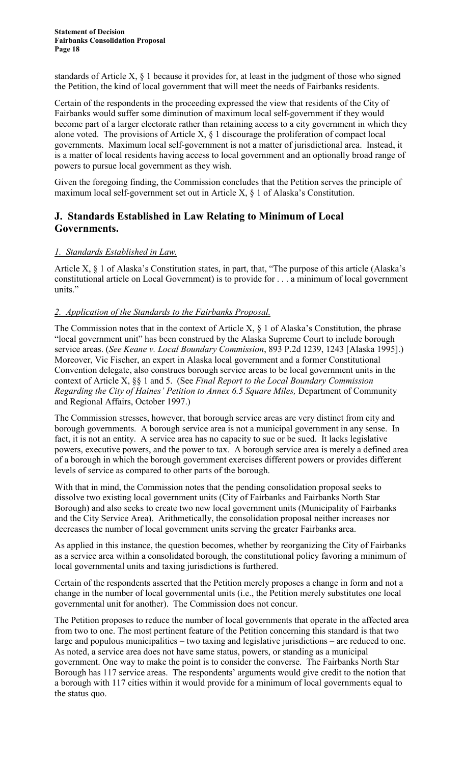standards of Article X, § 1 because it provides for, at least in the judgment of those who signed the Petition, the kind of local government that will meet the needs of Fairbanks residents.

Certain of the respondents in the proceeding expressed the view that residents of the City of Fairbanks would suffer some diminution of maximum local self-government if they would become part of a larger electorate rather than retaining access to a city government in which they alone voted. The provisions of Article X, § 1 discourage the proliferation of compact local governments. Maximum local self-government is not a matter of jurisdictional area. Instead, it is a matter of local residents having access to local government and an optionally broad range of powers to pursue local government as they wish.

Given the foregoing finding, the Commission concludes that the Petition serves the principle of maximum local self-government set out in Article X, § 1 of Alaska's Constitution.

## J. Standards Established in Law Relating to Minimum of Local Governments.

### *1. Standards Established in Law.*

Article X, § 1 of Alaska's Constitution states, in part, that, "The purpose of this article (Alaska's constitutional article on Local Government) is to provide for . . . a minimum of local government units."

### *2. Application of the Standards to the Fairbanks Proposal.*

The Commission notes that in the context of Article X, § 1 of Alaska's Constitution, the phrase "local government unit" has been construed by the Alaska Supreme Court to include borough service areas. (*See Keane v. Local Boundary Commission*, 893 P.2d 1239, 1243 [Alaska 1995].) Moreover, Vic Fischer, an expert in Alaska local government and a former Constitutional Convention delegate, also construes borough service areas to be local government units in the context of Article X, §§ 1 and 5. (See *Final Report to the Local Boundary Commission Regarding the City of Haines' Petition to Annex 6.5 Square Miles,* Department of Community and Regional Affairs, October 1997.)

The Commission stresses, however, that borough service areas are very distinct from city and borough governments. A borough service area is not a municipal government in any sense. In fact, it is not an entity. A service area has no capacity to sue or be sued. It lacks legislative powers, executive powers, and the power to tax. A borough service area is merely a defined area of a borough in which the borough government exercises different powers or provides different levels of service as compared to other parts of the borough.

With that in mind, the Commission notes that the pending consolidation proposal seeks to dissolve two existing local government units (City of Fairbanks and Fairbanks North Star Borough) and also seeks to create two new local government units (Municipality of Fairbanks and the City Service Area). Arithmetically, the consolidation proposal neither increases nor decreases the number of local government units serving the greater Fairbanks area.

As applied in this instance, the question becomes, whether by reorganizing the City of Fairbanks as a service area within a consolidated borough, the constitutional policy favoring a minimum of local governmental units and taxing jurisdictions is furthered.

Certain of the respondents asserted that the Petition merely proposes a change in form and not a change in the number of local governmental units (i.e., the Petition merely substitutes one local governmental unit for another). The Commission does not concur.

The Petition proposes to reduce the number of local governments that operate in the affected area from two to one. The most pertinent feature of the Petition concerning this standard is that two large and populous municipalities – two taxing and legislative jurisdictions – are reduced to one. As noted, a service area does not have same status, powers, or standing as a municipal government. One way to make the point is to consider the converse. The Fairbanks North Star Borough has 117 service areas. The respondents' arguments would give credit to the notion that a borough with 117 cities within it would provide for a minimum of local governments equal to the status quo.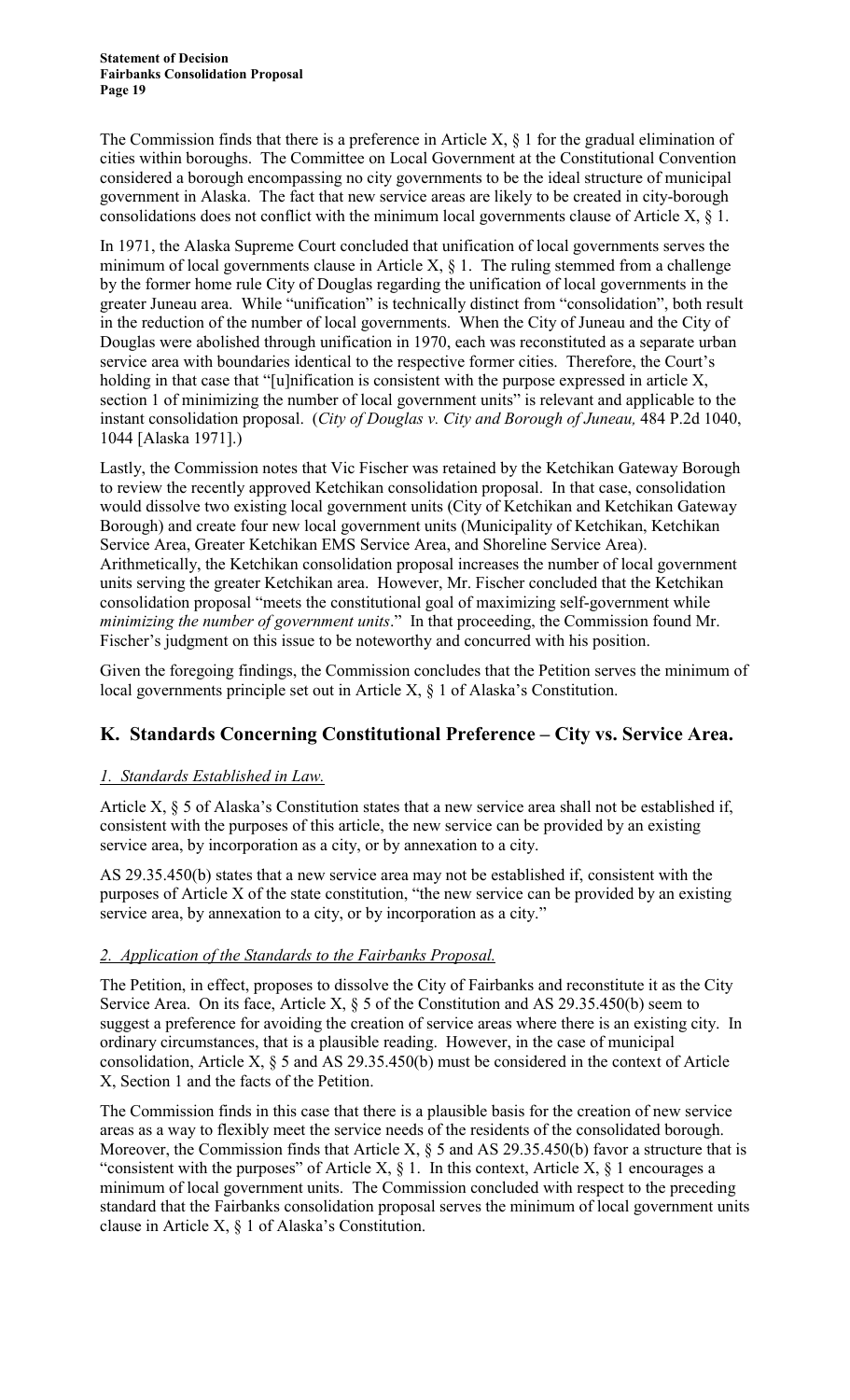The Commission finds that there is a preference in Article X, § 1 for the gradual elimination of cities within boroughs. The Committee on Local Government at the Constitutional Convention considered a borough encompassing no city governments to be the ideal structure of municipal government in Alaska. The fact that new service areas are likely to be created in city-borough consolidations does not conflict with the minimum local governments clause of Article X, § 1.

In 1971, the Alaska Supreme Court concluded that unification of local governments serves the minimum of local governments clause in Article X, § 1. The ruling stemmed from a challenge by the former home rule City of Douglas regarding the unification of local governments in the greater Juneau area. While "unification" is technically distinct from "consolidation", both result in the reduction of the number of local governments. When the City of Juneau and the City of Douglas were abolished through unification in 1970, each was reconstituted as a separate urban service area with boundaries identical to the respective former cities. Therefore, the Court's holding in that case that "[u]nification is consistent with the purpose expressed in article X, section 1 of minimizing the number of local government units" is relevant and applicable to the instant consolidation proposal. (*City of Douglas v. City and Borough of Juneau,* 484 P.2d 1040, 1044 [Alaska 1971].)

Lastly, the Commission notes that Vic Fischer was retained by the Ketchikan Gateway Borough to review the recently approved Ketchikan consolidation proposal. In that case, consolidation would dissolve two existing local government units (City of Ketchikan and Ketchikan Gateway Borough) and create four new local government units (Municipality of Ketchikan, Ketchikan Service Area, Greater Ketchikan EMS Service Area, and Shoreline Service Area). Arithmetically, the Ketchikan consolidation proposal increases the number of local government units serving the greater Ketchikan area. However, Mr. Fischer concluded that the Ketchikan consolidation proposal "meets the constitutional goal of maximizing self-government while *minimizing the number of government units*." In that proceeding, the Commission found Mr. Fischer's judgment on this issue to be noteworthy and concurred with his position.

Given the foregoing findings, the Commission concludes that the Petition serves the minimum of local governments principle set out in Article X, § 1 of Alaska's Constitution.

## K. Standards Concerning Constitutional Preference – City vs. Service Area.

### *1. Standards Established in Law.*

Article X, § 5 of Alaska's Constitution states that a new service area shall not be established if, consistent with the purposes of this article, the new service can be provided by an existing service area, by incorporation as a city, or by annexation to a city.

AS 29.35.450(b) states that a new service area may not be established if, consistent with the purposes of Article X of the state constitution, "the new service can be provided by an existing service area, by annexation to a city, or by incorporation as a city."

### *2. Application of the Standards to the Fairbanks Proposal.*

The Petition, in effect, proposes to dissolve the City of Fairbanks and reconstitute it as the City Service Area. On its face, Article X, § 5 of the Constitution and AS 29.35.450(b) seem to suggest a preference for avoiding the creation of service areas where there is an existing city. In ordinary circumstances, that is a plausible reading. However, in the case of municipal consolidation, Article X, § 5 and AS 29.35.450(b) must be considered in the context of Article X, Section 1 and the facts of the Petition.

The Commission finds in this case that there is a plausible basis for the creation of new service areas as a way to flexibly meet the service needs of the residents of the consolidated borough. Moreover, the Commission finds that Article X, § 5 and AS 29.35.450(b) favor a structure that is "consistent with the purposes" of Article X, § 1. In this context, Article X, § 1 encourages a minimum of local government units. The Commission concluded with respect to the preceding standard that the Fairbanks consolidation proposal serves the minimum of local government units clause in Article X, § 1 of Alaska's Constitution.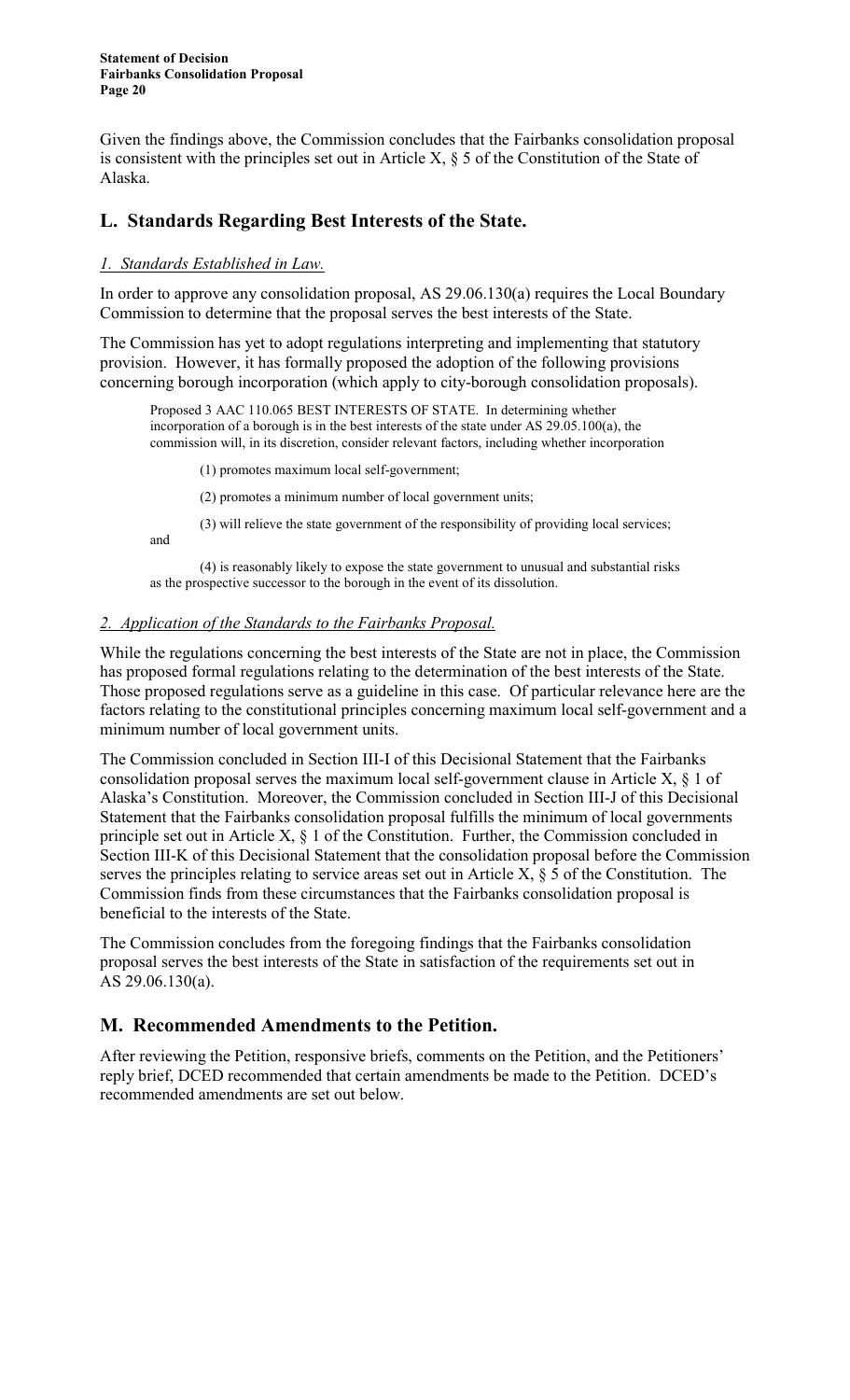Given the findings above, the Commission concludes that the Fairbanks consolidation proposal is consistent with the principles set out in Article X, § 5 of the Constitution of the State of Alaska.

## L. Standards Regarding Best Interests of the State.

### *1. Standards Established in Law.*

In order to approve any consolidation proposal, AS 29.06.130(a) requires the Local Boundary Commission to determine that the proposal serves the best interests of the State.

The Commission has yet to adopt regulations interpreting and implementing that statutory provision. However, it has formally proposed the adoption of the following provisions concerning borough incorporation (which apply to city-borough consolidation proposals).

> Proposed 3 AAC 110.065 BEST INTERESTS OF STATE. In determining whether incorporation of a borough is in the best interests of the state under AS 29.05.100(a), the commission will, in its discretion, consider relevant factors, including whether incorporation
>
> (1) promotes maximum local self-government;
>
> (2) promotes a minimum number of local government units;
>
> (3) will relieve the state government of the responsibility of providing local services; and
>
> (4) is reasonably likely to expose the state government to unusual and substantial risks as the prospective successor to the borough in the event of its dissolution.

### *2. Application of the Standards to the Fairbanks Proposal.*

While the regulations concerning the best interests of the State are not in place, the Commission has proposed formal regulations relating to the determination of the best interests of the State. Those proposed regulations serve as a guideline in this case. Of particular relevance here are the factors relating to the constitutional principles concerning maximum local self-government and a minimum number of local government units.

The Commission concluded in Section III-I of this Decisional Statement that the Fairbanks consolidation proposal serves the maximum local self-government clause in Article X, § 1 of Alaska's Constitution. Moreover, the Commission concluded in Section III-J of this Decisional Statement that the Fairbanks consolidation proposal fulfills the minimum of local governments principle set out in Article X, § 1 of the Constitution. Further, the Commission concluded in Section III-K of this Decisional Statement that the consolidation proposal before the Commission serves the principles relating to service areas set out in Article X, § 5 of the Constitution. The Commission finds from these circumstances that the Fairbanks consolidation proposal is beneficial to the interests of the State.

The Commission concludes from the foregoing findings that the Fairbanks consolidation proposal serves the best interests of the State in satisfaction of the requirements set out in AS 29.06.130(a).

## M. Recommended Amendments to the Petition.

After reviewing the Petition, responsive briefs, comments on the Petition, and the Petitioners' reply brief, DCED recommended that certain amendments be made to the Petition. DCED's recommended amendments are set out below.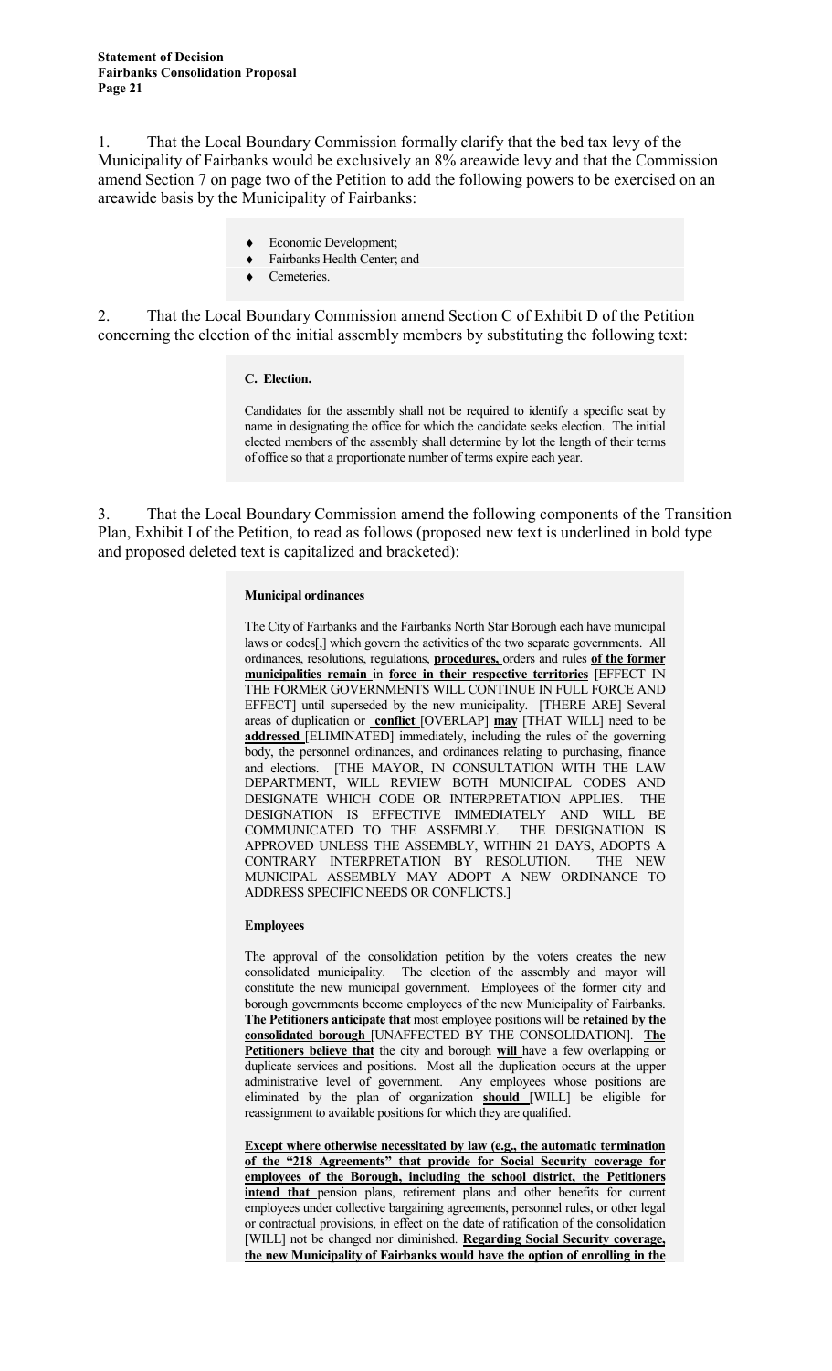1. That the Local Boundary Commission formally clarify that the bed tax levy of the Municipality of Fairbanks would be exclusively an 8% areawide levy and that the Commission amend Section 7 on page two of the Petition to add the following powers to be exercised on an areawide basis by the Municipality of Fairbanks:

- Economic Development;
- Fairbanks Health Center; and
- Cemeteries.

2. That the Local Boundary Commission amend Section C of Exhibit D of the Petition concerning the election of the initial assembly members by substituting the following text:

> **C. Election.**
>
> Candidates for the assembly shall not be required to identify a specific seat by name in designating the office for which the candidate seeks election. The initial elected members of the assembly shall determine by lot the length of their terms of office so that a proportionate number of terms expire each year.

3. That the Local Boundary Commission amend the following components of the Transition Plan, Exhibit I of the Petition, to read as follows (proposed new text is underlined in bold type and proposed deleted text is capitalized and bracketed):

> **Municipal ordinances**
>
> The City of Fairbanks and the Fairbanks North Star Borough each have municipal laws or codes[,] which govern the activities of the two separate governments. All ordinances, resolutions, regulations, **<u>procedures,</u>** orders and rules **<u>of the former municipalities remain</u>** in **<u>force in their respective territories</u>** [EFFECT IN THE FORMER GOVERNMENTS WILL CONTINUE IN FULL FORCE AND EFFECT] until superseded by the new municipality. [THERE ARE] Several areas of duplication or **<u>conflict</u>** [OVERLAP] **<u>may</u>** [THAT WILL] need to be **<u>addressed</u>** [ELIMINATED] immediately, including the rules of the governing body, the personnel ordinances, and ordinances relating to purchasing, finance and elections. [THE MAYOR, IN CONSULTATION WITH THE LAW DEPARTMENT, WILL REVIEW BOTH MUNICIPAL CODES AND DESIGNATE WHICH CODE OR INTERPRETATION APPLIES. THE DESIGNATION IS EFFECTIVE IMMEDIATELY AND WILL BE COMMUNICATED TO THE ASSEMBLY. THE DESIGNATION IS APPROVED UNLESS THE ASSEMBLY, WITHIN 21 DAYS, ADOPTS A CONTRARY INTERPRETATION BY RESOLUTION. THE NEW MUNICIPAL ASSEMBLY MAY ADOPT A NEW ORDINANCE TO ADDRESS SPECIFIC NEEDS OR CONFLICTS.]
>
> **Employees**
>
> The approval of the consolidation petition by the voters creates the new consolidated municipality. The election of the assembly and mayor will constitute the new municipal government. Employees of the former city and borough governments become employees of the new Municipality of Fairbanks. **<u>The Petitioners anticipate that</u>** most employee positions will be **<u>retained by the consolidated borough</u>** [UNAFFECTED BY THE CONSOLIDATION]. **<u>The Petitioners believe that</u>** the city and borough **<u>will</u>** have a few overlapping or duplicate services and positions. Most all the duplication occurs at the upper administrative level of government. Any employees whose positions are eliminated by the plan of organization **<u>should</u>** [WILL] be eligible for reassignment to available positions for which they are qualified.
>
> **<u>Except where otherwise necessitated by law (e.g., the automatic termination of the "218 Agreements" that provide for Social Security coverage for employees of the Borough, including the school district, the Petitioners intend that</u>** pension plans, retirement plans and other benefits for current employees under collective bargaining agreements, personnel rules, or other legal or contractual provisions, in effect on the date of ratification of the consolidation [WILL] not be changed nor diminished. **<u>Regarding Social Security coverage, the new Municipality of Fairbanks would have the option of enrolling in the</u>**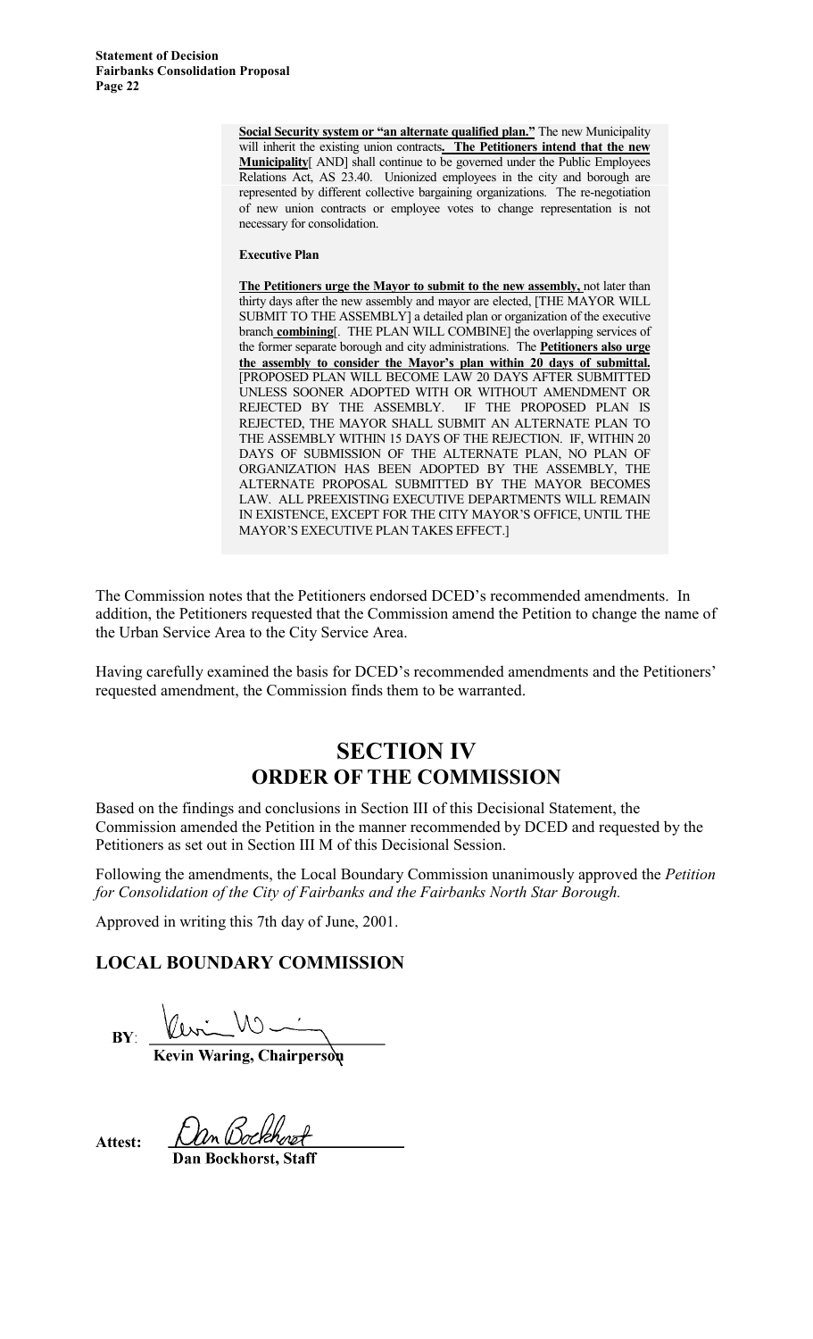**Social Security system or "an alternate qualified plan."** The new Municipality will inherit the existing union contracts**. The Petitioners intend that the new Municipality**[ AND] shall continue to be governed under the Public Employees Relations Act, AS 23.40. Unionized employees in the city and borough are represented by different collective bargaining organizations. The re-negotiation of new union contracts or employee votes to change representation is not necessary for consolidation.

**Executive Plan**

**The Petitioners urge the Mayor to submit to the new assembly,** not later than thirty days after the new assembly and mayor are elected, [THE MAYOR WILL SUBMIT TO THE ASSEMBLY] a detailed plan or organization of the executive branch **combining**[. THE PLAN WILL COMBINE] the overlapping services of the former separate borough and city administrations. The **Petitioners also urge the assembly to consider the Mayor's plan within 20 days of submittal.** [PROPOSED PLAN WILL BECOME LAW 20 DAYS AFTER SUBMITTED UNLESS SOONER ADOPTED WITH OR WITHOUT AMENDMENT OR REJECTED BY THE ASSEMBLY. IF THE PROPOSED PLAN IS REJECTED, THE MAYOR SHALL SUBMIT AN ALTERNATE PLAN TO THE ASSEMBLY WITHIN 15 DAYS OF THE REJECTION. IF, WITHIN 20 DAYS OF SUBMISSION OF THE ALTERNATE PLAN, NO PLAN OF ORGANIZATION HAS BEEN ADOPTED BY THE ASSEMBLY, THE ALTERNATE PROPOSAL SUBMITTED BY THE MAYOR BECOMES LAW. ALL PREEXISTING EXECUTIVE DEPARTMENTS WILL REMAIN IN EXISTENCE, EXCEPT FOR THE CITY MAYOR'S OFFICE, UNTIL THE MAYOR'S EXECUTIVE PLAN TAKES EFFECT.]

The Commission notes that the Petitioners endorsed DCED's recommended amendments. In addition, the Petitioners requested that the Commission amend the Petition to change the name of the Urban Service Area to the City Service Area.

Having carefully examined the basis for DCED's recommended amendments and the Petitioners' requested amendment, the Commission finds them to be warranted.

# SECTION IV
# ORDER OF THE COMMISSION

Based on the findings and conclusions in Section III of this Decisional Statement, the Commission amended the Petition in the manner recommended by DCED and requested by the Petitioners as set out in Section III M of this Decisional Session.

Following the amendments, the Local Boundary Commission unanimously approved the *Petition for Consolidation of the City of Fairbanks and the Fairbanks North Star Borough.*

Approved in writing this 7th day of June, 2001.

## LOCAL BOUNDARY COMMISSION

**BY**: ______________________
**Kevin Waring, Chairperson**

**Attest:** ______________________
**Dan Bockhorst, Staff**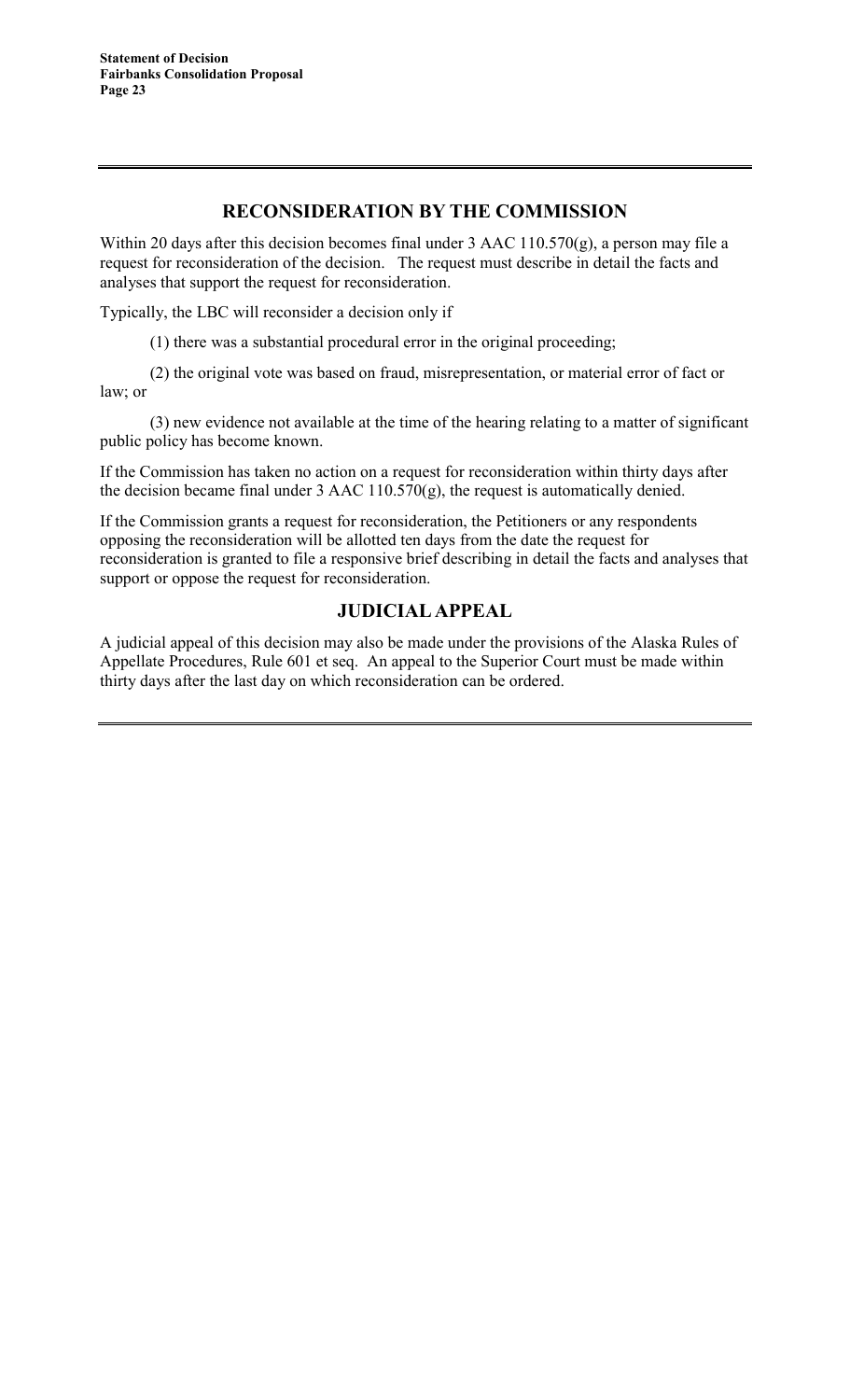## RECONSIDERATION BY THE COMMISSION

Within 20 days after this decision becomes final under 3 AAC 110.570(g), a person may file a request for reconsideration of the decision. The request must describe in detail the facts and analyses that support the request for reconsideration.

Typically, the LBC will reconsider a decision only if

(1) there was a substantial procedural error in the original proceeding;

(2) the original vote was based on fraud, misrepresentation, or material error of fact or law; or

(3) new evidence not available at the time of the hearing relating to a matter of significant public policy has become known.

If the Commission has taken no action on a request for reconsideration within thirty days after the decision became final under 3 AAC 110.570(g), the request is automatically denied.

If the Commission grants a request for reconsideration, the Petitioners or any respondents opposing the reconsideration will be allotted ten days from the date the request for reconsideration is granted to file a responsive brief describing in detail the facts and analyses that support or oppose the request for reconsideration.

## JUDICIAL APPEAL

A judicial appeal of this decision may also be made under the provisions of the Alaska Rules of Appellate Procedures, Rule 601 et seq. An appeal to the Superior Court must be made within thirty days after the last day on which reconsideration can be ordered.